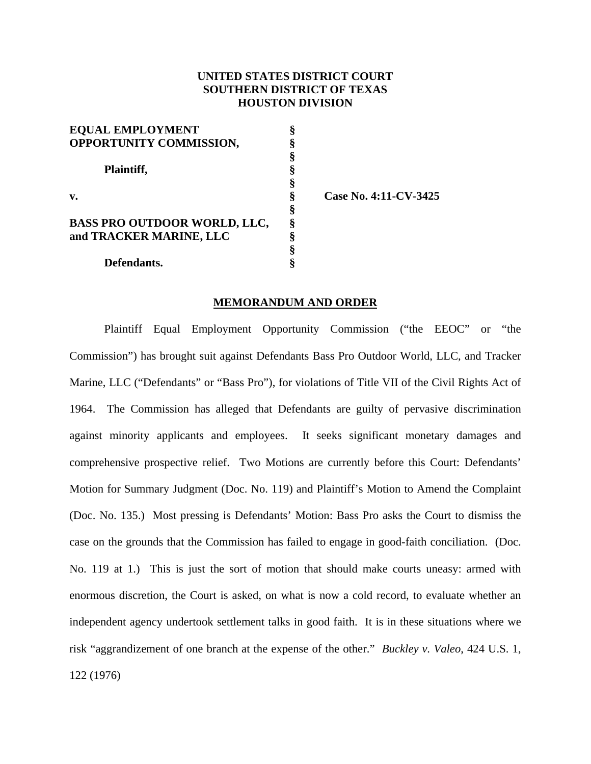**UNITED STATES DISTRICT COURT**
**SOUTHERN DISTRICT OF TEXAS**
**HOUSTON DIVISION**

| | | |
|---|---|---|
| **EQUAL EMPLOYMENT OPPORTUNITY COMMISSION,** | § | |
| | § | |
| **Plaintiff,** | § | |
| | § | |
| **v.** | § | **Case No. 4:11-CV-3425** |
| | § | |
| **BASS PRO OUTDOOR WORLD, LLC, and TRACKER MARINE, LLC** | § | |
| | § | |
| **Defendants.** | § | |

## MEMORANDUM AND ORDER

Plaintiff Equal Employment Opportunity Commission ("the EEOC" or "the Commission") has brought suit against Defendants Bass Pro Outdoor World, LLC, and Tracker Marine, LLC ("Defendants" or "Bass Pro"), for violations of Title VII of the Civil Rights Act of 1964. The Commission has alleged that Defendants are guilty of pervasive discrimination against minority applicants and employees. It seeks significant monetary damages and comprehensive prospective relief. Two Motions are currently before this Court: Defendants' Motion for Summary Judgment (Doc. No. 119) and Plaintiff's Motion to Amend the Complaint (Doc. No. 135.) Most pressing is Defendants' Motion: Bass Pro asks the Court to dismiss the case on the grounds that the Commission has failed to engage in good-faith conciliation. (Doc. No. 119 at 1.) This is just the sort of motion that should make courts uneasy: armed with enormous discretion, the Court is asked, on what is now a cold record, to evaluate whether an independent agency undertook settlement talks in good faith. It is in these situations where we risk "aggrandizement of one branch at the expense of the other." *Buckley v. Valeo*, 424 U.S. 1, 122 (1976)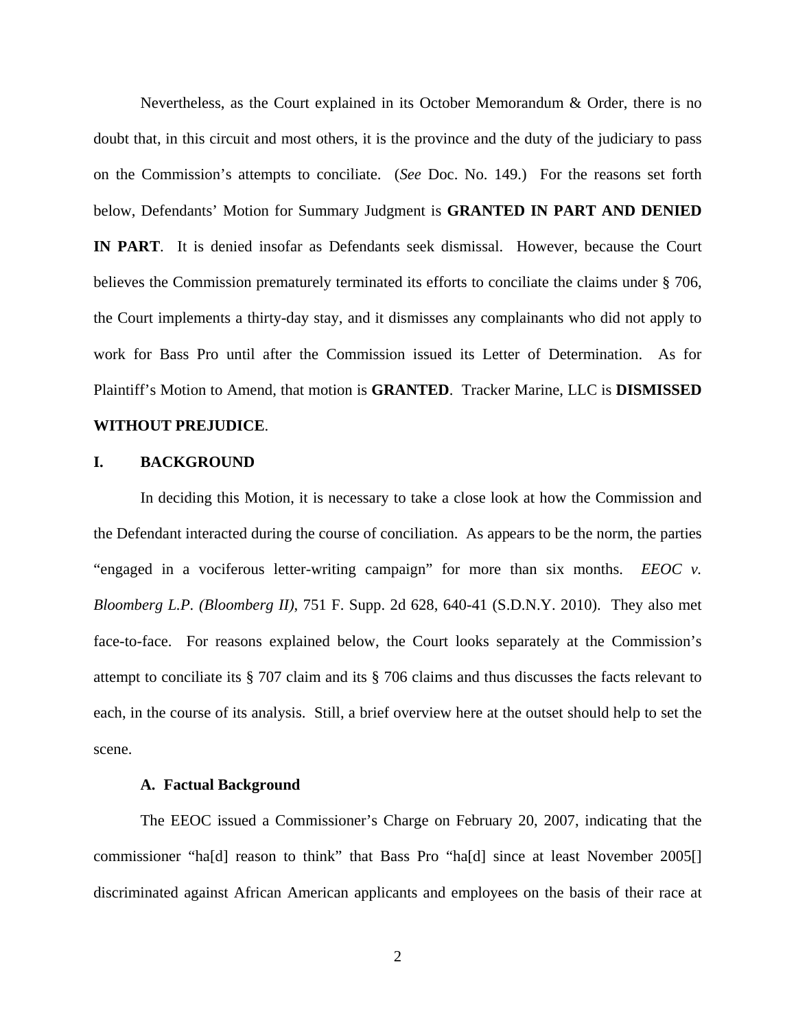Nevertheless, as the Court explained in its October Memorandum & Order, there is no doubt that, in this circuit and most others, it is the province and the duty of the judiciary to pass on the Commission's attempts to conciliate. (*See* Doc. No. 149.) For the reasons set forth below, Defendants' Motion for Summary Judgment is **GRANTED IN PART AND DENIED IN PART**. It is denied insofar as Defendants seek dismissal. However, because the Court believes the Commission prematurely terminated its efforts to conciliate the claims under § 706, the Court implements a thirty-day stay, and it dismisses any complainants who did not apply to work for Bass Pro until after the Commission issued its Letter of Determination. As for Plaintiff's Motion to Amend, that motion is **GRANTED**. Tracker Marine, LLC is **DISMISSED WITHOUT PREJUDICE**.

## I. BACKGROUND

In deciding this Motion, it is necessary to take a close look at how the Commission and the Defendant interacted during the course of conciliation. As appears to be the norm, the parties "engaged in a vociferous letter-writing campaign" for more than six months. *EEOC v. Bloomberg L.P. (Bloomberg II)*, 751 F. Supp. 2d 628, 640-41 (S.D.N.Y. 2010). They also met face-to-face. For reasons explained below, the Court looks separately at the Commission's attempt to conciliate its § 707 claim and its § 706 claims and thus discusses the facts relevant to each, in the course of its analysis. Still, a brief overview here at the outset should help to set the scene.

### A. Factual Background

The EEOC issued a Commissioner's Charge on February 20, 2007, indicating that the commissioner "ha[d] reason to think" that Bass Pro "ha[d] since at least November 2005[] discriminated against African American applicants and employees on the basis of their race at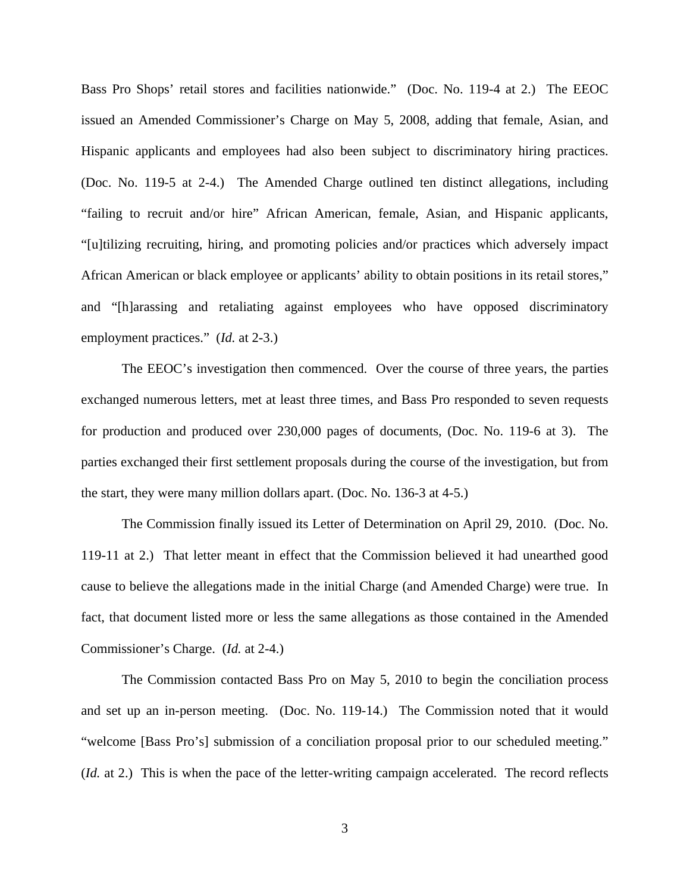Bass Pro Shops' retail stores and facilities nationwide." (Doc. No. 119-4 at 2.) The EEOC issued an Amended Commissioner's Charge on May 5, 2008, adding that female, Asian, and Hispanic applicants and employees had also been subject to discriminatory hiring practices. (Doc. No. 119-5 at 2-4.) The Amended Charge outlined ten distinct allegations, including "failing to recruit and/or hire" African American, female, Asian, and Hispanic applicants, "[u]tilizing recruiting, hiring, and promoting policies and/or practices which adversely impact African American or black employee or applicants' ability to obtain positions in its retail stores," and "[h]arassing and retaliating against employees who have opposed discriminatory employment practices." (*Id.* at 2-3.)

The EEOC's investigation then commenced. Over the course of three years, the parties exchanged numerous letters, met at least three times, and Bass Pro responded to seven requests for production and produced over 230,000 pages of documents, (Doc. No. 119-6 at 3). The parties exchanged their first settlement proposals during the course of the investigation, but from the start, they were many million dollars apart. (Doc. No. 136-3 at 4-5.)

The Commission finally issued its Letter of Determination on April 29, 2010. (Doc. No. 119-11 at 2.) That letter meant in effect that the Commission believed it had unearthed good cause to believe the allegations made in the initial Charge (and Amended Charge) were true. In fact, that document listed more or less the same allegations as those contained in the Amended Commissioner's Charge. (*Id.* at 2-4.)

The Commission contacted Bass Pro on May 5, 2010 to begin the conciliation process and set up an in-person meeting. (Doc. No. 119-14.) The Commission noted that it would "welcome [Bass Pro's] submission of a conciliation proposal prior to our scheduled meeting." (*Id.* at 2.) This is when the pace of the letter-writing campaign accelerated. The record reflects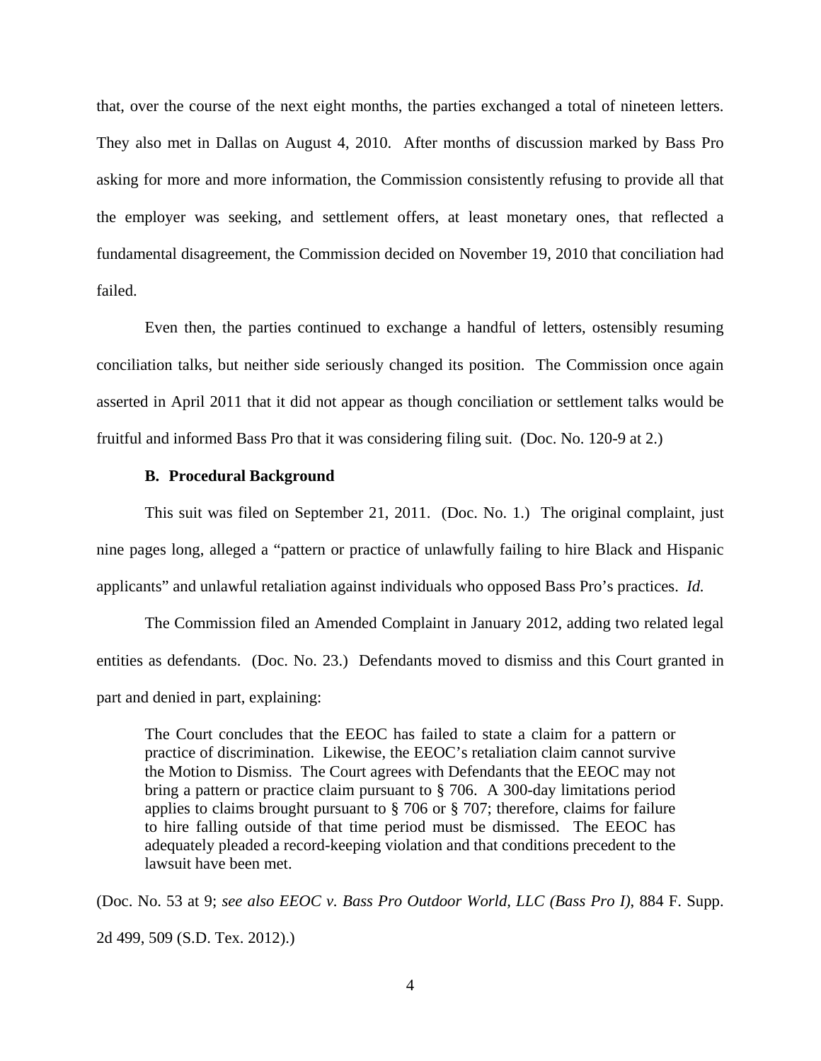that, over the course of the next eight months, the parties exchanged a total of nineteen letters. They also met in Dallas on August 4, 2010. After months of discussion marked by Bass Pro asking for more and more information, the Commission consistently refusing to provide all that the employer was seeking, and settlement offers, at least monetary ones, that reflected a fundamental disagreement, the Commission decided on November 19, 2010 that conciliation had failed.

Even then, the parties continued to exchange a handful of letters, ostensibly resuming conciliation talks, but neither side seriously changed its position. The Commission once again asserted in April 2011 that it did not appear as though conciliation or settlement talks would be fruitful and informed Bass Pro that it was considering filing suit. (Doc. No. 120-9 at 2.)

### B. Procedural Background

This suit was filed on September 21, 2011. (Doc. No. 1.) The original complaint, just nine pages long, alleged a "pattern or practice of unlawfully failing to hire Black and Hispanic applicants" and unlawful retaliation against individuals who opposed Bass Pro's practices. *Id.*

The Commission filed an Amended Complaint in January 2012, adding two related legal entities as defendants. (Doc. No. 23.) Defendants moved to dismiss and this Court granted in part and denied in part, explaining:

> The Court concludes that the EEOC has failed to state a claim for a pattern or practice of discrimination. Likewise, the EEOC's retaliation claim cannot survive the Motion to Dismiss. The Court agrees with Defendants that the EEOC may not bring a pattern or practice claim pursuant to § 706. A 300-day limitations period applies to claims brought pursuant to § 706 or § 707; therefore, claims for failure to hire falling outside of that time period must be dismissed. The EEOC has adequately pleaded a record-keeping violation and that conditions precedent to the lawsuit have been met.

(Doc. No. 53 at 9; *see also EEOC v. Bass Pro Outdoor World, LLC (Bass Pro I)*, 884 F. Supp. 2d 499, 509 (S.D. Tex. 2012).)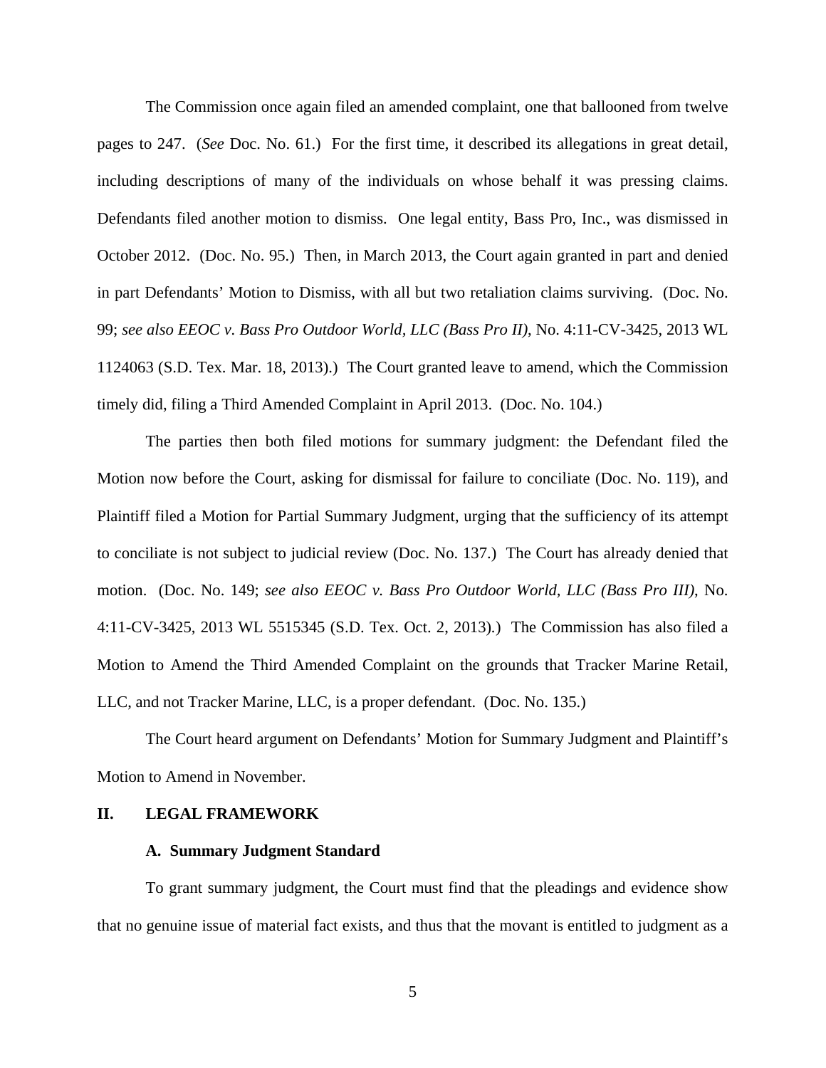The Commission once again filed an amended complaint, one that ballooned from twelve pages to 247. (*See* Doc. No. 61.) For the first time, it described its allegations in great detail, including descriptions of many of the individuals on whose behalf it was pressing claims. Defendants filed another motion to dismiss. One legal entity, Bass Pro, Inc., was dismissed in October 2012. (Doc. No. 95.) Then, in March 2013, the Court again granted in part and denied in part Defendants' Motion to Dismiss, with all but two retaliation claims surviving. (Doc. No. 99; *see also EEOC v. Bass Pro Outdoor World, LLC (Bass Pro II)*, No. 4:11-CV-3425, 2013 WL 1124063 (S.D. Tex. Mar. 18, 2013).) The Court granted leave to amend, which the Commission timely did, filing a Third Amended Complaint in April 2013. (Doc. No. 104.)

The parties then both filed motions for summary judgment: the Defendant filed the Motion now before the Court, asking for dismissal for failure to conciliate (Doc. No. 119), and Plaintiff filed a Motion for Partial Summary Judgment, urging that the sufficiency of its attempt to conciliate is not subject to judicial review (Doc. No. 137.) The Court has already denied that motion. (Doc. No. 149; *see also EEOC v. Bass Pro Outdoor World, LLC (Bass Pro III)*, No. 4:11-CV-3425, 2013 WL 5515345 (S.D. Tex. Oct. 2, 2013).) The Commission has also filed a Motion to Amend the Third Amended Complaint on the grounds that Tracker Marine Retail, LLC, and not Tracker Marine, LLC, is a proper defendant. (Doc. No. 135.)

The Court heard argument on Defendants' Motion for Summary Judgment and Plaintiff's Motion to Amend in November.

## II. LEGAL FRAMEWORK

### A. Summary Judgment Standard

To grant summary judgment, the Court must find that the pleadings and evidence show that no genuine issue of material fact exists, and thus that the movant is entitled to judgment as a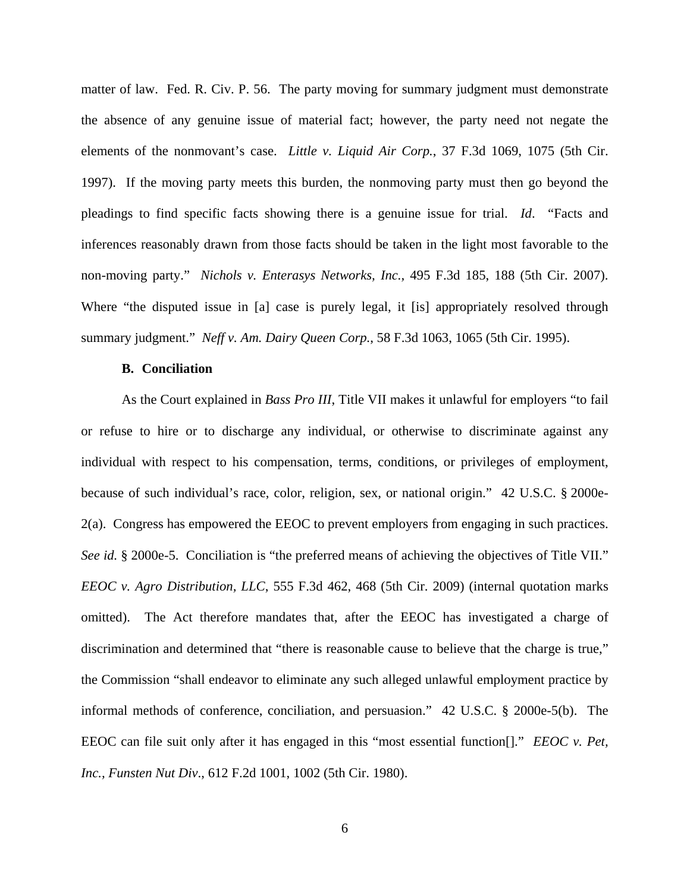matter of law. Fed. R. Civ. P. 56. The party moving for summary judgment must demonstrate the absence of any genuine issue of material fact; however, the party need not negate the elements of the nonmovant's case. *Little v. Liquid Air Corp.*, 37 F.3d 1069, 1075 (5th Cir. 1997). If the moving party meets this burden, the nonmoving party must then go beyond the pleadings to find specific facts showing there is a genuine issue for trial. *Id*. "Facts and inferences reasonably drawn from those facts should be taken in the light most favorable to the non-moving party." *Nichols v. Enterasys Networks, Inc.*, 495 F.3d 185, 188 (5th Cir. 2007). Where "the disputed issue in [a] case is purely legal, it [is] appropriately resolved through summary judgment." *Neff v. Am. Dairy Queen Corp.*, 58 F.3d 1063, 1065 (5th Cir. 1995).

**B. Conciliation**

As the Court explained in *Bass Pro III*, Title VII makes it unlawful for employers "to fail or refuse to hire or to discharge any individual, or otherwise to discriminate against any individual with respect to his compensation, terms, conditions, or privileges of employment, because of such individual's race, color, religion, sex, or national origin." 42 U.S.C. § 2000e-2(a). Congress has empowered the EEOC to prevent employers from engaging in such practices. *See id.* § 2000e-5. Conciliation is "the preferred means of achieving the objectives of Title VII." *EEOC v. Agro Distribution, LLC*, 555 F.3d 462, 468 (5th Cir. 2009) (internal quotation marks omitted). The Act therefore mandates that, after the EEOC has investigated a charge of discrimination and determined that "there is reasonable cause to believe that the charge is true," the Commission "shall endeavor to eliminate any such alleged unlawful employment practice by informal methods of conference, conciliation, and persuasion." 42 U.S.C. § 2000e-5(b). The EEOC can file suit only after it has engaged in this "most essential function[]." *EEOC v. Pet, Inc., Funsten Nut Div.*, 612 F.2d 1001, 1002 (5th Cir. 1980).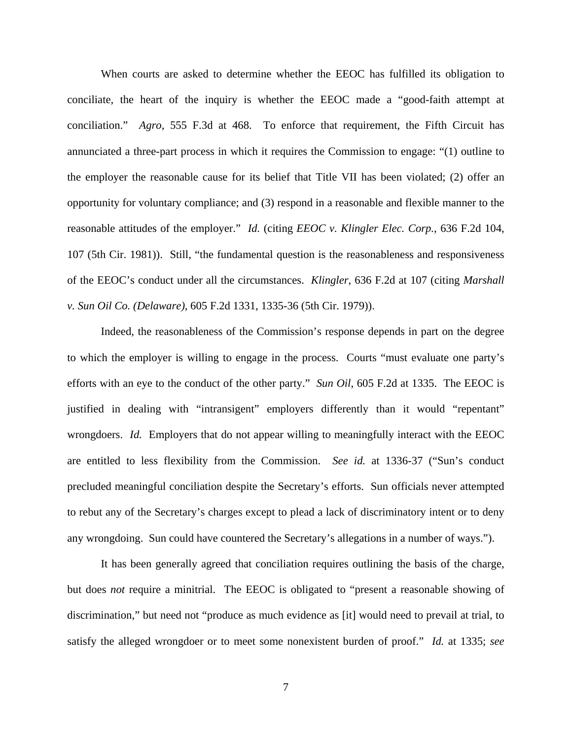When courts are asked to determine whether the EEOC has fulfilled its obligation to conciliate, the heart of the inquiry is whether the EEOC made a "good-faith attempt at conciliation." *Agro*, 555 F.3d at 468. To enforce that requirement, the Fifth Circuit has annunciated a three-part process in which it requires the Commission to engage: "(1) outline to the employer the reasonable cause for its belief that Title VII has been violated; (2) offer an opportunity for voluntary compliance; and (3) respond in a reasonable and flexible manner to the reasonable attitudes of the employer." *Id.* (citing *EEOC v. Klingler Elec. Corp.*, 636 F.2d 104, 107 (5th Cir. 1981)). Still, "the fundamental question is the reasonableness and responsiveness of the EEOC's conduct under all the circumstances. *Klingler*, 636 F.2d at 107 (citing *Marshall v. Sun Oil Co. (Delaware)*, 605 F.2d 1331, 1335-36 (5th Cir. 1979)).

Indeed, the reasonableness of the Commission's response depends in part on the degree to which the employer is willing to engage in the process. Courts "must evaluate one party's efforts with an eye to the conduct of the other party." *Sun Oil*, 605 F.2d at 1335. The EEOC is justified in dealing with "intransigent" employers differently than it would "repentant" wrongdoers. *Id.* Employers that do not appear willing to meaningfully interact with the EEOC are entitled to less flexibility from the Commission. *See id.* at 1336-37 ("Sun's conduct precluded meaningful conciliation despite the Secretary's efforts. Sun officials never attempted to rebut any of the Secretary's charges except to plead a lack of discriminatory intent or to deny any wrongdoing. Sun could have countered the Secretary's allegations in a number of ways.").

It has been generally agreed that conciliation requires outlining the basis of the charge, but does *not* require a minitrial. The EEOC is obligated to "present a reasonable showing of discrimination," but need not "produce as much evidence as [it] would need to prevail at trial, to satisfy the alleged wrongdoer or to meet some nonexistent burden of proof." *Id.* at 1335; *see*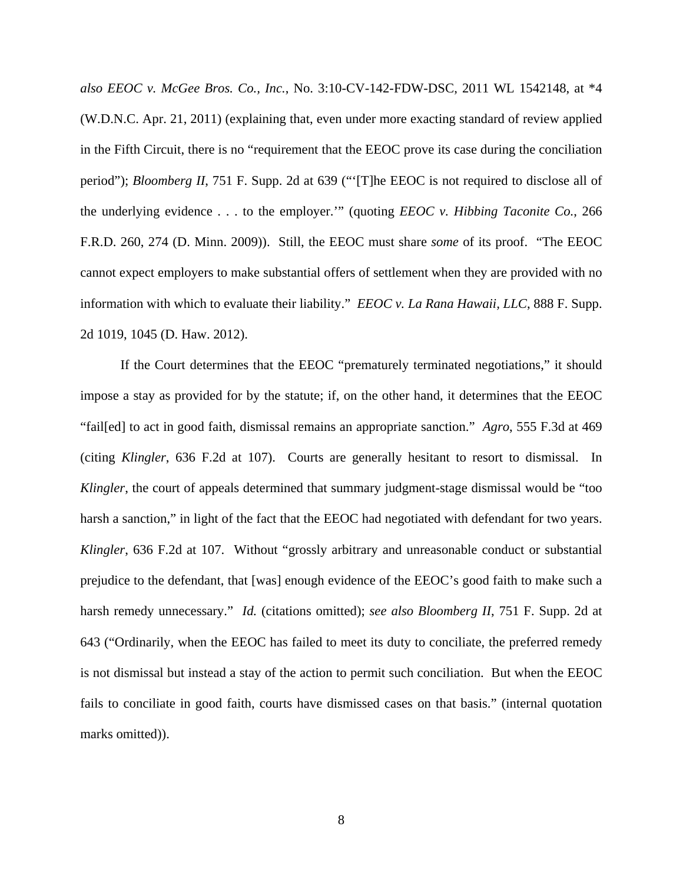*also EEOC v. McGee Bros. Co., Inc.*, No. 3:10-CV-142-FDW-DSC, 2011 WL 1542148, at *4 (W.D.N.C. Apr. 21, 2011) (explaining that, even under more exacting standard of review applied in the Fifth Circuit, there is no "requirement that the EEOC prove its case during the conciliation period"); *Bloomberg II*, 751 F. Supp. 2d at 639 ("'[T]he EEOC is not required to disclose all of the underlying evidence . . . to the employer.'" (quoting *EEOC v. Hibbing Taconite Co.*, 266 F.R.D. 260, 274 (D. Minn. 2009)). Still, the EEOC must share *some* of its proof. "The EEOC cannot expect employers to make substantial offers of settlement when they are provided with no information with which to evaluate their liability." *EEOC v. La Rana Hawaii, LLC*, 888 F. Supp. 2d 1019, 1045 (D. Haw. 2012).

If the Court determines that the EEOC "prematurely terminated negotiations," it should impose a stay as provided for by the statute; if, on the other hand, it determines that the EEOC "fail[ed] to act in good faith, dismissal remains an appropriate sanction." *Agro*, 555 F.3d at 469 (citing *Klingler*, 636 F.2d at 107). Courts are generally hesitant to resort to dismissal. In *Klingler*, the court of appeals determined that summary judgment-stage dismissal would be "too harsh a sanction," in light of the fact that the EEOC had negotiated with defendant for two years. *Klingler*, 636 F.2d at 107. Without "grossly arbitrary and unreasonable conduct or substantial prejudice to the defendant, that [was] enough evidence of the EEOC's good faith to make such a harsh remedy unnecessary." *Id.* (citations omitted); *see also Bloomberg II*, 751 F. Supp. 2d at 643 ("Ordinarily, when the EEOC has failed to meet its duty to conciliate, the preferred remedy is not dismissal but instead a stay of the action to permit such conciliation. But when the EEOC fails to conciliate in good faith, courts have dismissed cases on that basis." (internal quotation marks omitted)).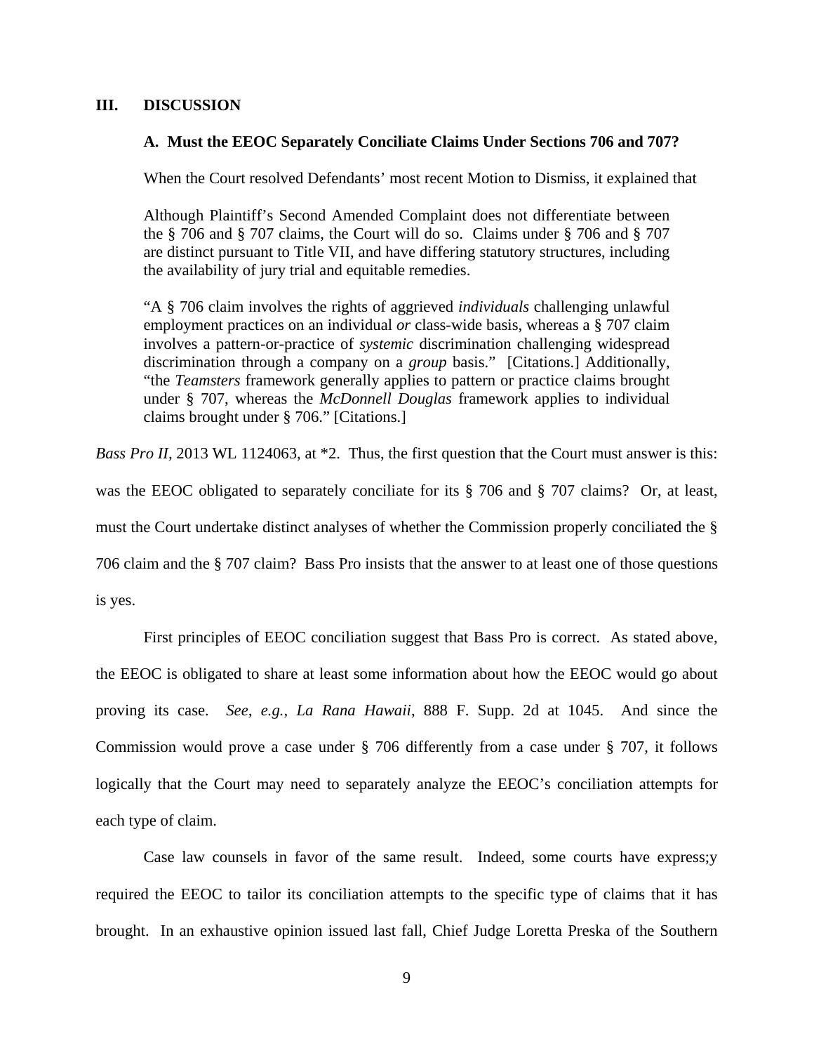## III. DISCUSSION

### A. Must the EEOC Separately Conciliate Claims Under Sections 706 and 707?

When the Court resolved Defendants' most recent Motion to Dismiss, it explained that

> Although Plaintiff's Second Amended Complaint does not differentiate between the § 706 and § 707 claims, the Court will do so. Claims under § 706 and § 707 are distinct pursuant to Title VII, and have differing statutory structures, including the availability of jury trial and equitable remedies.
>
> "A § 706 claim involves the rights of aggrieved *individuals* challenging unlawful employment practices on an individual *or* class-wide basis, whereas a § 707 claim involves a pattern-or-practice of *systemic* discrimination challenging widespread discrimination through a company on a *group* basis." [Citations.] Additionally, "the *Teamsters* framework generally applies to pattern or practice claims brought under § 707, whereas the *McDonnell Douglas* framework applies to individual claims brought under § 706." [Citations.]

*Bass Pro II*, 2013 WL 1124063, at *2. Thus, the first question that the Court must answer is this: was the EEOC obligated to separately conciliate for its § 706 and § 707 claims? Or, at least, must the Court undertake distinct analyses of whether the Commission properly conciliated the § 706 claim and the § 707 claim? Bass Pro insists that the answer to at least one of those questions is yes.

First principles of EEOC conciliation suggest that Bass Pro is correct. As stated above, the EEOC is obligated to share at least some information about how the EEOC would go about proving its case. *See, e.g.*, *La Rana Hawaii*, 888 F. Supp. 2d at 1045. And since the Commission would prove a case under § 706 differently from a case under § 707, it follows logically that the Court may need to separately analyze the EEOC's conciliation attempts for each type of claim.

Case law counsels in favor of the same result. Indeed, some courts have express;y required the EEOC to tailor its conciliation attempts to the specific type of claims that it has brought. In an exhaustive opinion issued last fall, Chief Judge Loretta Preska of the Southern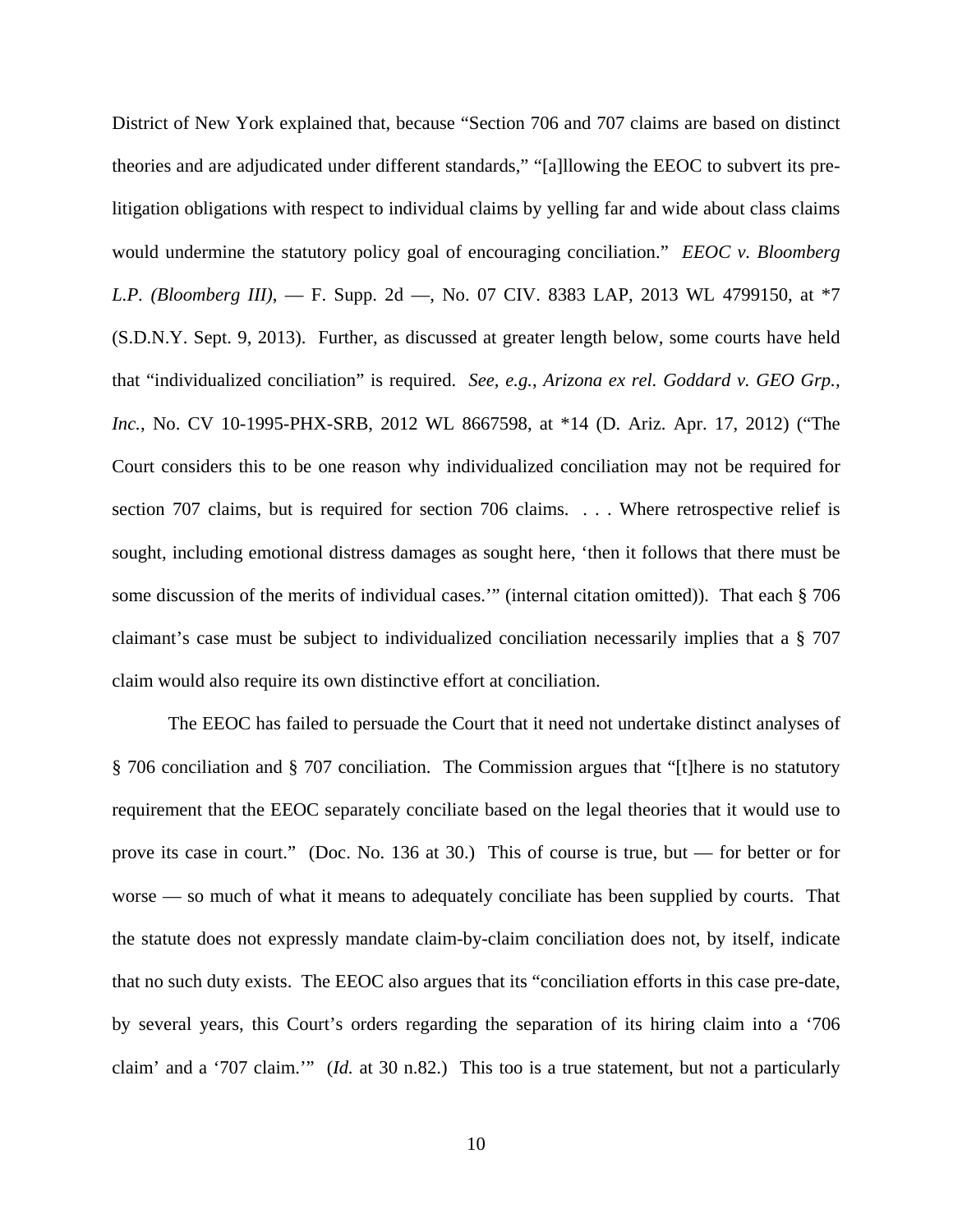District of New York explained that, because "Section 706 and 707 claims are based on distinct theories and are adjudicated under different standards," "[a]llowing the EEOC to subvert its pre-litigation obligations with respect to individual claims by yelling far and wide about class claims would undermine the statutory policy goal of encouraging conciliation." *EEOC v. Bloomberg L.P. (Bloomberg III)*, — F. Supp. 2d —, No. 07 CIV. 8383 LAP, 2013 WL 4799150, at *7 (S.D.N.Y. Sept. 9, 2013). Further, as discussed at greater length below, some courts have held that "individualized conciliation" is required. *See, e.g.*, *Arizona ex rel. Goddard v. GEO Grp., Inc.*, No. CV 10-1995-PHX-SRB, 2012 WL 8667598, at *14 (D. Ariz. Apr. 17, 2012) ("The Court considers this to be one reason why individualized conciliation may not be required for section 707 claims, but is required for section 706 claims. . . . Where retrospective relief is sought, including emotional distress damages as sought here, 'then it follows that there must be some discussion of the merits of individual cases.'" (internal citation omitted)). That each § 706 claimant's case must be subject to individualized conciliation necessarily implies that a § 707 claim would also require its own distinctive effort at conciliation.

The EEOC has failed to persuade the Court that it need not undertake distinct analyses of § 706 conciliation and § 707 conciliation. The Commission argues that "[t]here is no statutory requirement that the EEOC separately conciliate based on the legal theories that it would use to prove its case in court." (Doc. No. 136 at 30.) This of course is true, but — for better or for worse — so much of what it means to adequately conciliate has been supplied by courts. That the statute does not expressly mandate claim-by-claim conciliation does not, by itself, indicate that no such duty exists. The EEOC also argues that its "conciliation efforts in this case pre-date, by several years, this Court's orders regarding the separation of its hiring claim into a '706 claim' and a '707 claim.'" (*Id.* at 30 n.82.) This too is a true statement, but not a particularly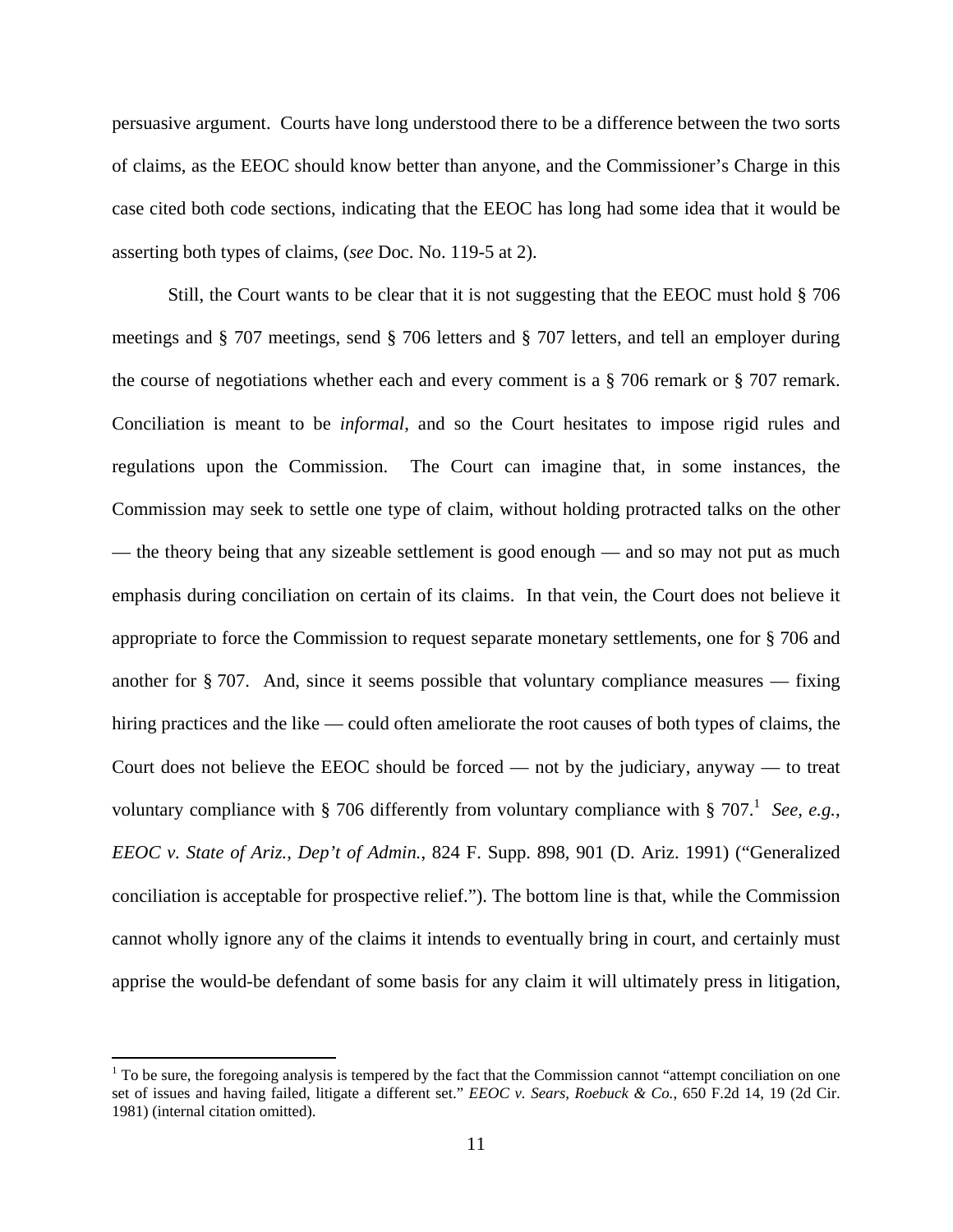persuasive argument. Courts have long understood there to be a difference between the two sorts of claims, as the EEOC should know better than anyone, and the Commissioner's Charge in this case cited both code sections, indicating that the EEOC has long had some idea that it would be asserting both types of claims, (*see* Doc. No. 119-5 at 2).

Still, the Court wants to be clear that it is not suggesting that the EEOC must hold § 706 meetings and § 707 meetings, send § 706 letters and § 707 letters, and tell an employer during the course of negotiations whether each and every comment is a § 706 remark or § 707 remark. Conciliation is meant to be *informal*, and so the Court hesitates to impose rigid rules and regulations upon the Commission. The Court can imagine that, in some instances, the Commission may seek to settle one type of claim, without holding protracted talks on the other — the theory being that any sizeable settlement is good enough — and so may not put as much emphasis during conciliation on certain of its claims. In that vein, the Court does not believe it appropriate to force the Commission to request separate monetary settlements, one for § 706 and another for § 707. And, since it seems possible that voluntary compliance measures — fixing hiring practices and the like — could often ameliorate the root causes of both types of claims, the Court does not believe the EEOC should be forced — not by the judiciary, anyway — to treat voluntary compliance with § 706 differently from voluntary compliance with § 707.[1] *See, e.g.*, *EEOC v. State of Ariz., Dep't of Admin.*, 824 F. Supp. 898, 901 (D. Ariz. 1991) ("Generalized conciliation is acceptable for prospective relief."). The bottom line is that, while the Commission cannot wholly ignore any of the claims it intends to eventually bring in court, and certainly must apprise the would-be defendant of some basis for any claim it will ultimately press in litigation,

[1] To be sure, the foregoing analysis is tempered by the fact that the Commission cannot "attempt conciliation on one set of issues and having failed, litigate a different set." *EEOC v. Sears, Roebuck & Co.*, 650 F.2d 14, 19 (2d Cir. 1981) (internal citation omitted).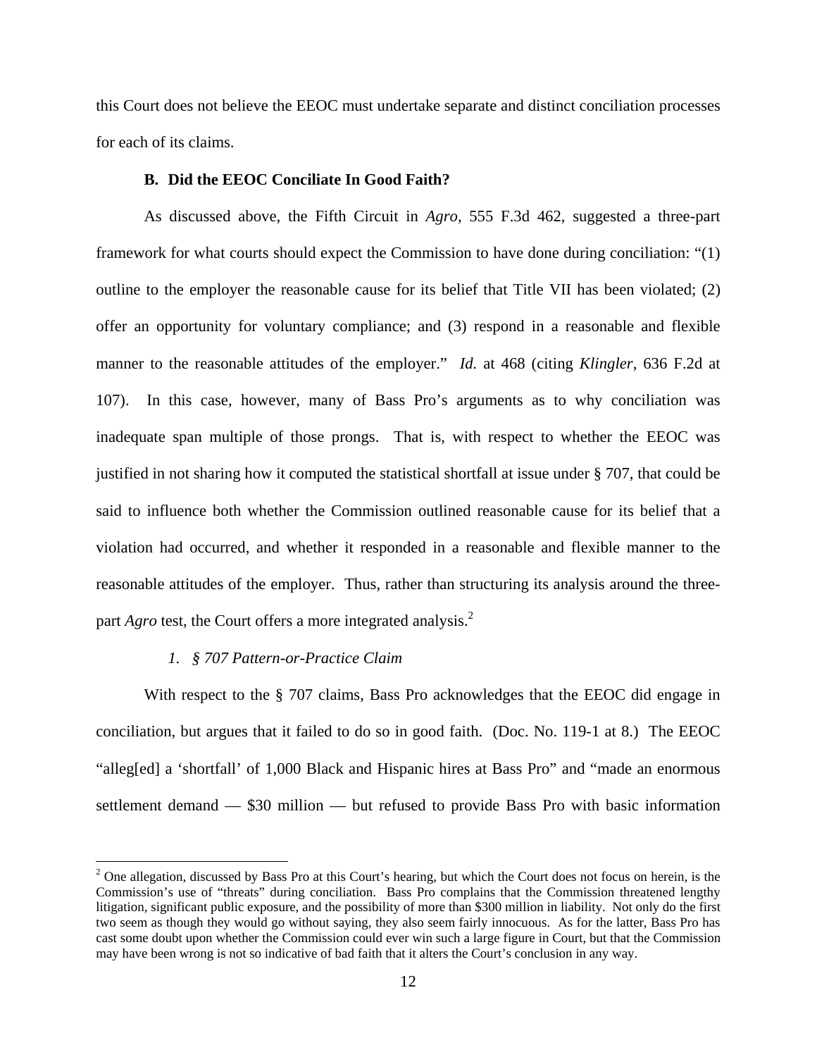this Court does not believe the EEOC must undertake separate and distinct conciliation processes for each of its claims.

**B. Did the EEOC Conciliate In Good Faith?**

As discussed above, the Fifth Circuit in *Agro*, 555 F.3d 462, suggested a three-part framework for what courts should expect the Commission to have done during conciliation: "(1) outline to the employer the reasonable cause for its belief that Title VII has been violated; (2) offer an opportunity for voluntary compliance; and (3) respond in a reasonable and flexible manner to the reasonable attitudes of the employer." *Id.* at 468 (citing *Klingler*, 636 F.2d at 107). In this case, however, many of Bass Pro's arguments as to why conciliation was inadequate span multiple of those prongs. That is, with respect to whether the EEOC was justified in not sharing how it computed the statistical shortfall at issue under § 707, that could be said to influence both whether the Commission outlined reasonable cause for its belief that a violation had occurred, and whether it responded in a reasonable and flexible manner to the reasonable attitudes of the employer. Thus, rather than structuring its analysis around the three-part *Agro* test, the Court offers a more integrated analysis.[2]

*1. § 707 Pattern-or-Practice Claim*

With respect to the § 707 claims, Bass Pro acknowledges that the EEOC did engage in conciliation, but argues that it failed to do so in good faith. (Doc. No. 119-1 at 8.) The EEOC "alleg[ed] a 'shortfall' of 1,000 Black and Hispanic hires at Bass Pro" and "made an enormous settlement demand — $30 million — but refused to provide Bass Pro with basic information

[2] One allegation, discussed by Bass Pro at this Court's hearing, but which the Court does not focus on herein, is the Commission's use of "threats" during conciliation. Bass Pro complains that the Commission threatened lengthy litigation, significant public exposure, and the possibility of more than $300 million in liability. Not only do the first two seem as though they would go without saying, they also seem fairly innocuous. As for the latter, Bass Pro has cast some doubt upon whether the Commission could ever win such a large figure in Court, but that the Commission may have been wrong is not so indicative of bad faith that it alters the Court's conclusion in any way.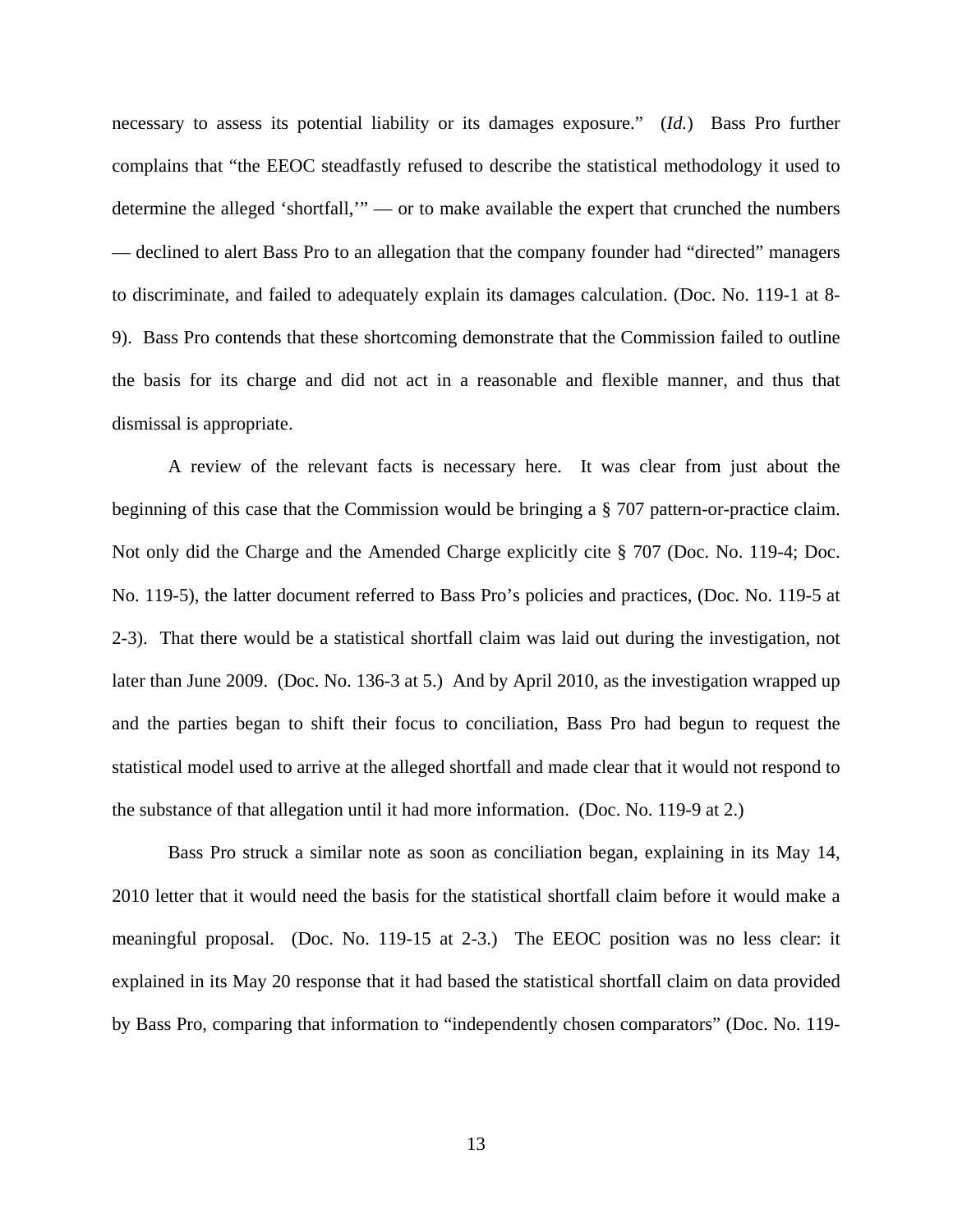necessary to assess its potential liability or its damages exposure." (*Id.*) Bass Pro further complains that "the EEOC steadfastly refused to describe the statistical methodology it used to determine the alleged 'shortfall,'" — or to make available the expert that crunched the numbers — declined to alert Bass Pro to an allegation that the company founder had "directed" managers to discriminate, and failed to adequately explain its damages calculation. (Doc. No. 119-1 at 8-9). Bass Pro contends that these shortcoming demonstrate that the Commission failed to outline the basis for its charge and did not act in a reasonable and flexible manner, and thus that dismissal is appropriate.

A review of the relevant facts is necessary here. It was clear from just about the beginning of this case that the Commission would be bringing a § 707 pattern-or-practice claim. Not only did the Charge and the Amended Charge explicitly cite § 707 (Doc. No. 119-4; Doc. No. 119-5), the latter document referred to Bass Pro's policies and practices, (Doc. No. 119-5 at 2-3). That there would be a statistical shortfall claim was laid out during the investigation, not later than June 2009. (Doc. No. 136-3 at 5.) And by April 2010, as the investigation wrapped up and the parties began to shift their focus to conciliation, Bass Pro had begun to request the statistical model used to arrive at the alleged shortfall and made clear that it would not respond to the substance of that allegation until it had more information. (Doc. No. 119-9 at 2.)

Bass Pro struck a similar note as soon as conciliation began, explaining in its May 14, 2010 letter that it would need the basis for the statistical shortfall claim before it would make a meaningful proposal. (Doc. No. 119-15 at 2-3.) The EEOC position was no less clear: it explained in its May 20 response that it had based the statistical shortfall claim on data provided by Bass Pro, comparing that information to "independently chosen comparators" (Doc. No. 119-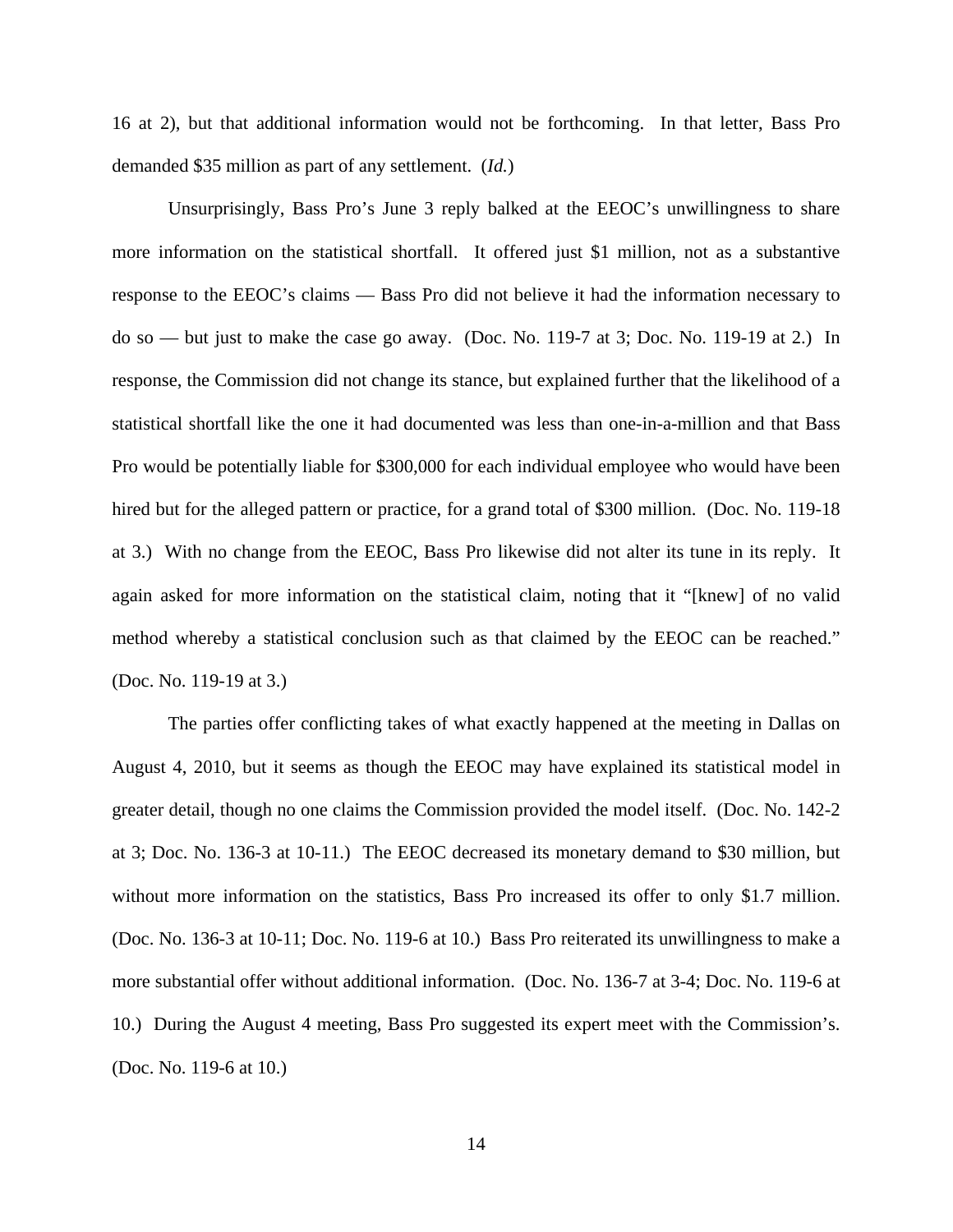16 at 2), but that additional information would not be forthcoming. In that letter, Bass Pro demanded $35 million as part of any settlement. (*Id.*)

Unsurprisingly, Bass Pro's June 3 reply balked at the EEOC's unwillingness to share more information on the statistical shortfall. It offered just $1 million, not as a substantive response to the EEOC's claims — Bass Pro did not believe it had the information necessary to do so — but just to make the case go away. (Doc. No. 119-7 at 3; Doc. No. 119-19 at 2.) In response, the Commission did not change its stance, but explained further that the likelihood of a statistical shortfall like the one it had documented was less than one-in-a-million and that Bass Pro would be potentially liable for $300,000 for each individual employee who would have been hired but for the alleged pattern or practice, for a grand total of $300 million. (Doc. No. 119-18 at 3.) With no change from the EEOC, Bass Pro likewise did not alter its tune in its reply. It again asked for more information on the statistical claim, noting that it "[knew] of no valid method whereby a statistical conclusion such as that claimed by the EEOC can be reached." (Doc. No. 119-19 at 3.)

The parties offer conflicting takes of what exactly happened at the meeting in Dallas on August 4, 2010, but it seems as though the EEOC may have explained its statistical model in greater detail, though no one claims the Commission provided the model itself. (Doc. No. 142-2 at 3; Doc. No. 136-3 at 10-11.) The EEOC decreased its monetary demand to $30 million, but without more information on the statistics, Bass Pro increased its offer to only $1.7 million. (Doc. No. 136-3 at 10-11; Doc. No. 119-6 at 10.) Bass Pro reiterated its unwillingness to make a more substantial offer without additional information. (Doc. No. 136-7 at 3-4; Doc. No. 119-6 at 10.) During the August 4 meeting, Bass Pro suggested its expert meet with the Commission's. (Doc. No. 119-6 at 10.)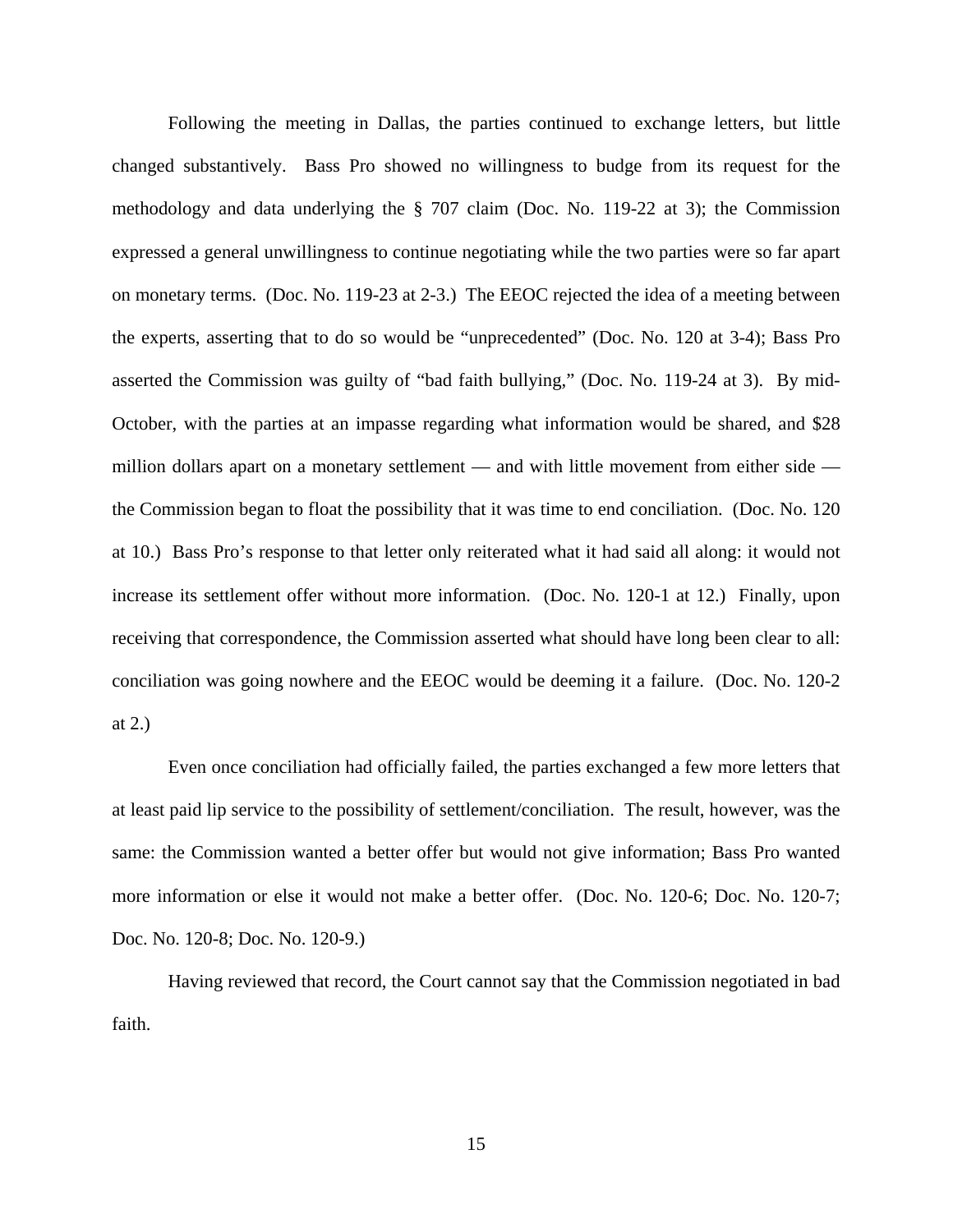Following the meeting in Dallas, the parties continued to exchange letters, but little changed substantively. Bass Pro showed no willingness to budge from its request for the methodology and data underlying the § 707 claim (Doc. No. 119-22 at 3); the Commission expressed a general unwillingness to continue negotiating while the two parties were so far apart on monetary terms. (Doc. No. 119-23 at 2-3.) The EEOC rejected the idea of a meeting between the experts, asserting that to do so would be "unprecedented" (Doc. No. 120 at 3-4); Bass Pro asserted the Commission was guilty of "bad faith bullying," (Doc. No. 119-24 at 3). By mid-October, with the parties at an impasse regarding what information would be shared, and $28 million dollars apart on a monetary settlement — and with little movement from either side — the Commission began to float the possibility that it was time to end conciliation. (Doc. No. 120 at 10.) Bass Pro's response to that letter only reiterated what it had said all along: it would not increase its settlement offer without more information. (Doc. No. 120-1 at 12.) Finally, upon receiving that correspondence, the Commission asserted what should have long been clear to all: conciliation was going nowhere and the EEOC would be deeming it a failure. (Doc. No. 120-2 at 2.)

Even once conciliation had officially failed, the parties exchanged a few more letters that at least paid lip service to the possibility of settlement/conciliation. The result, however, was the same: the Commission wanted a better offer but would not give information; Bass Pro wanted more information or else it would not make a better offer. (Doc. No. 120-6; Doc. No. 120-7; Doc. No. 120-8; Doc. No. 120-9.)

Having reviewed that record, the Court cannot say that the Commission negotiated in bad faith.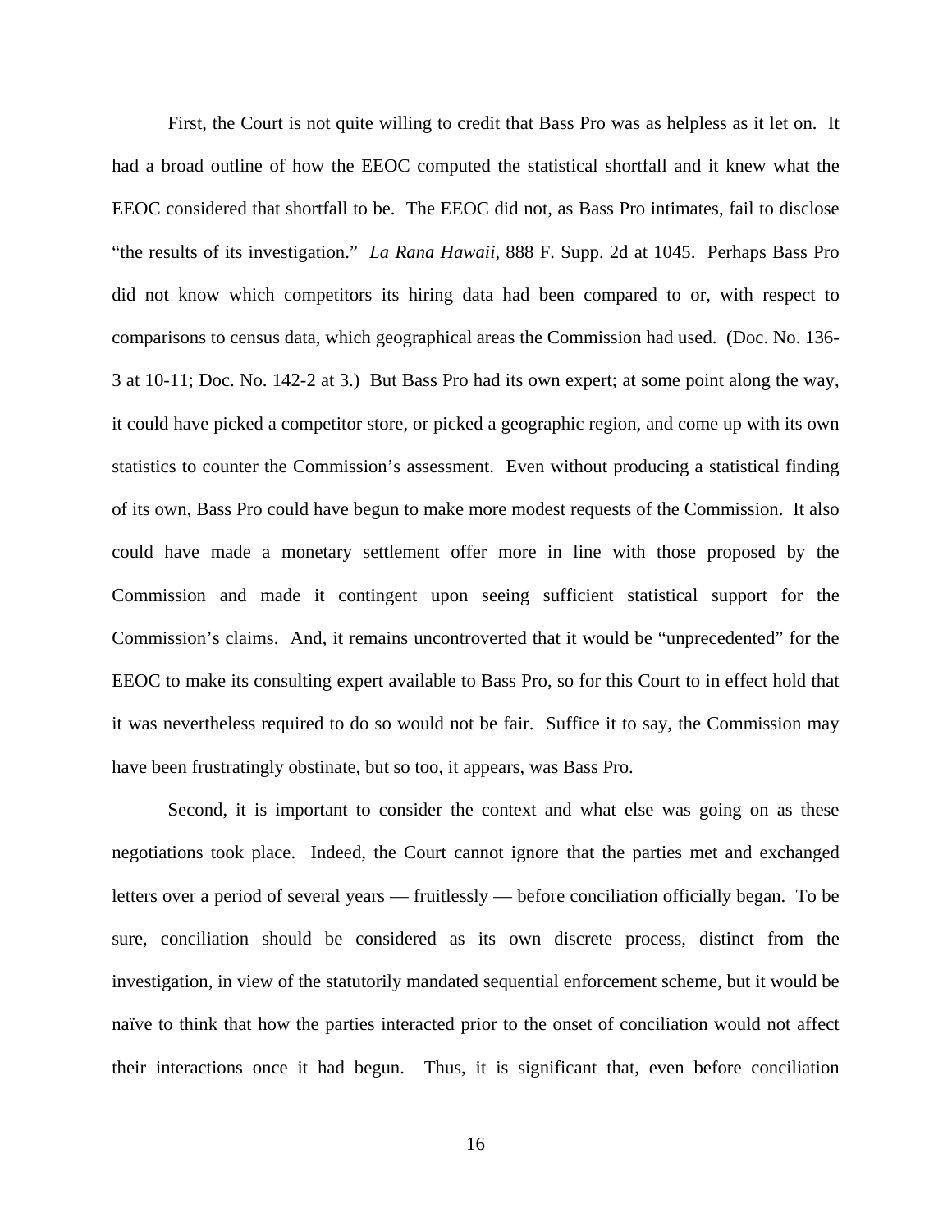First, the Court is not quite willing to credit that Bass Pro was as helpless as it let on. It had a broad outline of how the EEOC computed the statistical shortfall and it knew what the EEOC considered that shortfall to be. The EEOC did not, as Bass Pro intimates, fail to disclose "the results of its investigation." *La Rana Hawaii*, 888 F. Supp. 2d at 1045. Perhaps Bass Pro did not know which competitors its hiring data had been compared to or, with respect to comparisons to census data, which geographical areas the Commission had used. (Doc. No. 136-3 at 10-11; Doc. No. 142-2 at 3.) But Bass Pro had its own expert; at some point along the way, it could have picked a competitor store, or picked a geographic region, and come up with its own statistics to counter the Commission's assessment. Even without producing a statistical finding of its own, Bass Pro could have begun to make more modest requests of the Commission. It also could have made a monetary settlement offer more in line with those proposed by the Commission and made it contingent upon seeing sufficient statistical support for the Commission's claims. And, it remains uncontroverted that it would be "unprecedented" for the EEOC to make its consulting expert available to Bass Pro, so for this Court to in effect hold that it was nevertheless required to do so would not be fair. Suffice it to say, the Commission may have been frustratingly obstinate, but so too, it appears, was Bass Pro.

Second, it is important to consider the context and what else was going on as these negotiations took place. Indeed, the Court cannot ignore that the parties met and exchanged letters over a period of several years — fruitlessly — before conciliation officially began. To be sure, conciliation should be considered as its own discrete process, distinct from the investigation, in view of the statutorily mandated sequential enforcement scheme, but it would be naïve to think that how the parties interacted prior to the onset of conciliation would not affect their interactions once it had begun. Thus, it is significant that, even before conciliation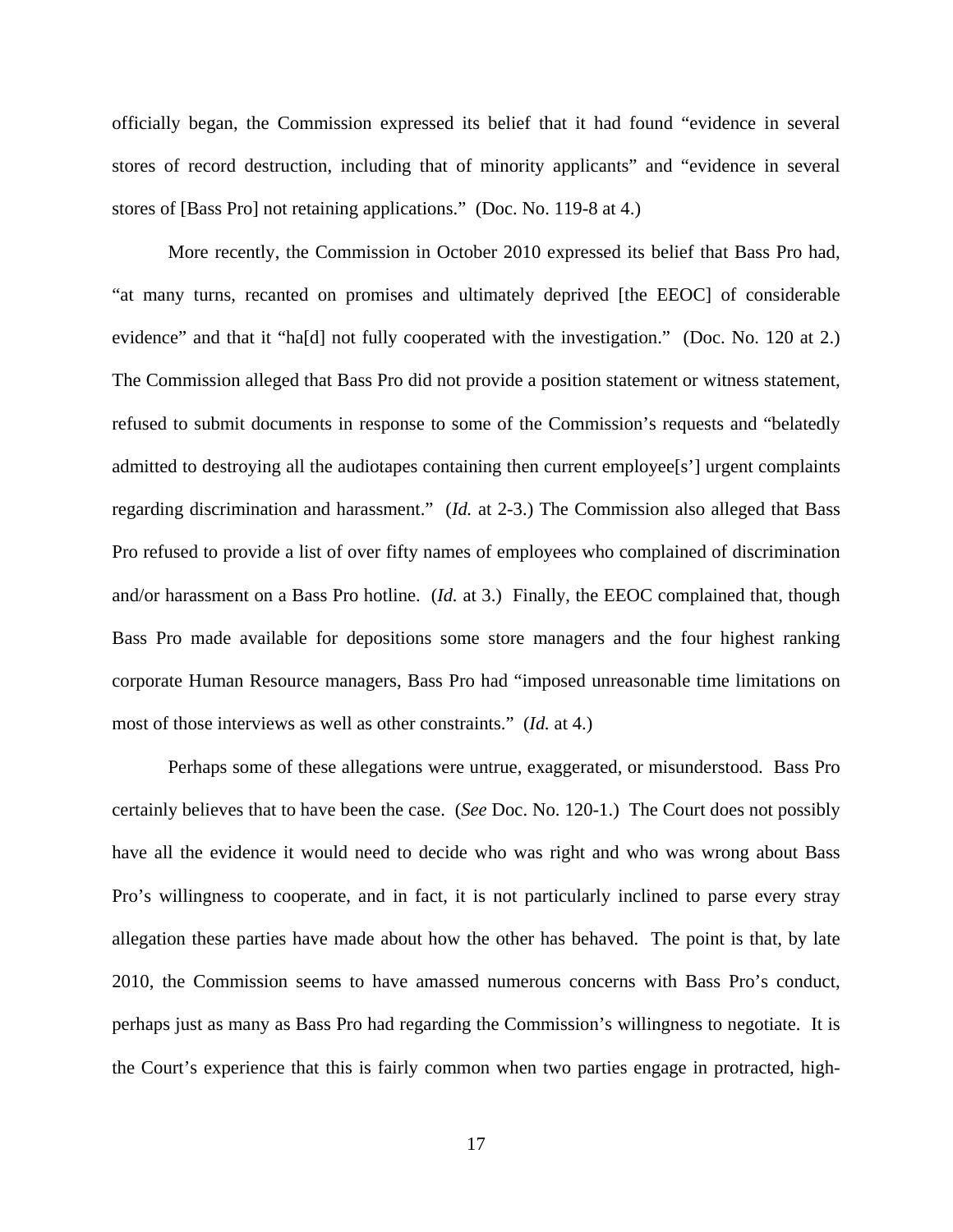officially began, the Commission expressed its belief that it had found "evidence in several stores of record destruction, including that of minority applicants" and "evidence in several stores of [Bass Pro] not retaining applications." (Doc. No. 119-8 at 4.)

More recently, the Commission in October 2010 expressed its belief that Bass Pro had, "at many turns, recanted on promises and ultimately deprived [the EEOC] of considerable evidence" and that it "ha[d] not fully cooperated with the investigation." (Doc. No. 120 at 2.) The Commission alleged that Bass Pro did not provide a position statement or witness statement, refused to submit documents in response to some of the Commission's requests and "belatedly admitted to destroying all the audiotapes containing then current employee[s'] urgent complaints regarding discrimination and harassment." (*Id.* at 2-3.) The Commission also alleged that Bass Pro refused to provide a list of over fifty names of employees who complained of discrimination and/or harassment on a Bass Pro hotline. (*Id.* at 3.) Finally, the EEOC complained that, though Bass Pro made available for depositions some store managers and the four highest ranking corporate Human Resource managers, Bass Pro had "imposed unreasonable time limitations on most of those interviews as well as other constraints." (*Id.* at 4.)

Perhaps some of these allegations were untrue, exaggerated, or misunderstood. Bass Pro certainly believes that to have been the case. (*See* Doc. No. 120-1.) The Court does not possibly have all the evidence it would need to decide who was right and who was wrong about Bass Pro's willingness to cooperate, and in fact, it is not particularly inclined to parse every stray allegation these parties have made about how the other has behaved. The point is that, by late 2010, the Commission seems to have amassed numerous concerns with Bass Pro's conduct, perhaps just as many as Bass Pro had regarding the Commission's willingness to negotiate. It is the Court's experience that this is fairly common when two parties engage in protracted, high-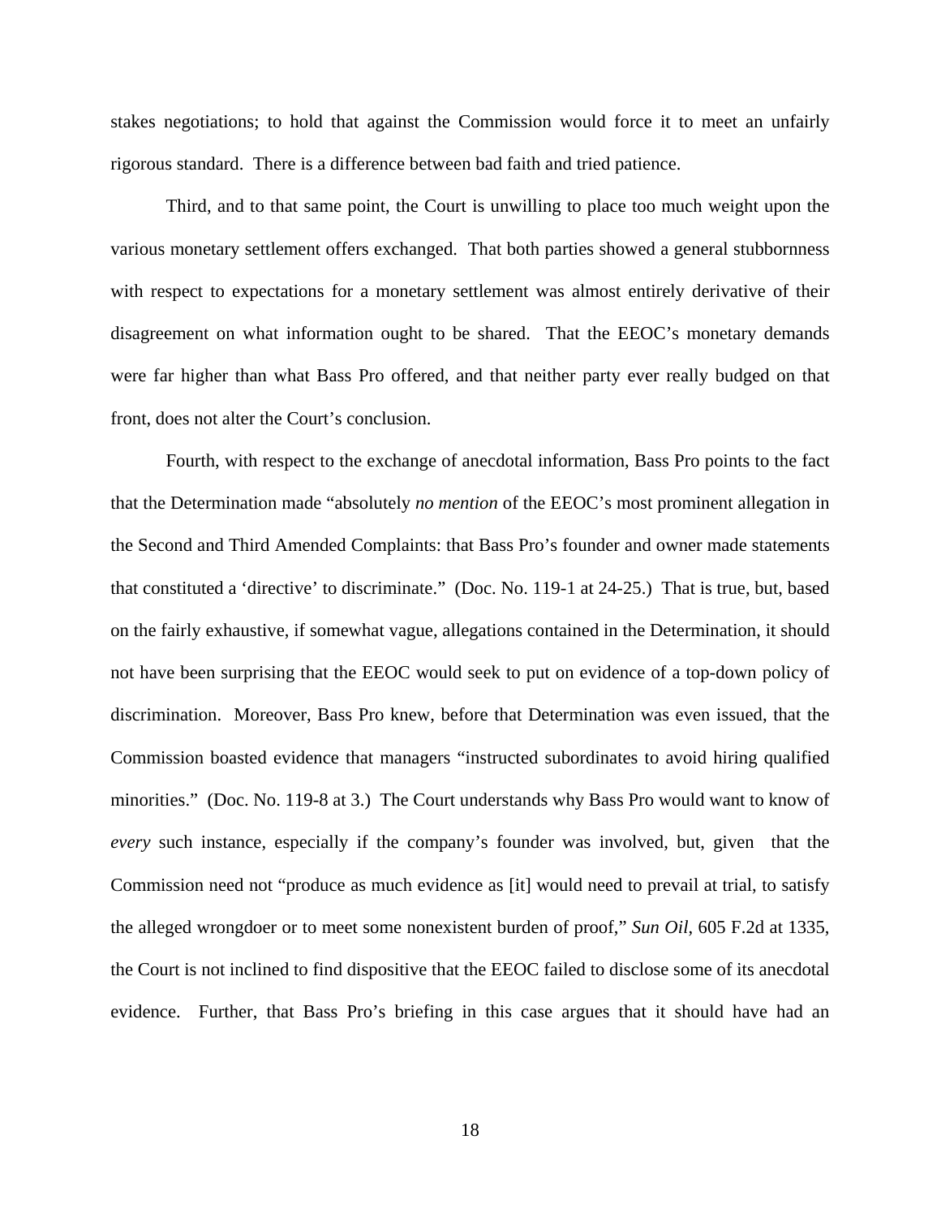stakes negotiations; to hold that against the Commission would force it to meet an unfairly rigorous standard. There is a difference between bad faith and tried patience.

Third, and to that same point, the Court is unwilling to place too much weight upon the various monetary settlement offers exchanged. That both parties showed a general stubbornness with respect to expectations for a monetary settlement was almost entirely derivative of their disagreement on what information ought to be shared. That the EEOC's monetary demands were far higher than what Bass Pro offered, and that neither party ever really budged on that front, does not alter the Court's conclusion.

Fourth, with respect to the exchange of anecdotal information, Bass Pro points to the fact that the Determination made "absolutely *no mention* of the EEOC's most prominent allegation in the Second and Third Amended Complaints: that Bass Pro's founder and owner made statements that constituted a 'directive' to discriminate." (Doc. No. 119-1 at 24-25.) That is true, but, based on the fairly exhaustive, if somewhat vague, allegations contained in the Determination, it should not have been surprising that the EEOC would seek to put on evidence of a top-down policy of discrimination. Moreover, Bass Pro knew, before that Determination was even issued, that the Commission boasted evidence that managers "instructed subordinates to avoid hiring qualified minorities." (Doc. No. 119-8 at 3.) The Court understands why Bass Pro would want to know of *every* such instance, especially if the company's founder was involved, but, given that the Commission need not "produce as much evidence as [it] would need to prevail at trial, to satisfy the alleged wrongdoer or to meet some nonexistent burden of proof," *Sun Oil*, 605 F.2d at 1335, the Court is not inclined to find dispositive that the EEOC failed to disclose some of its anecdotal evidence. Further, that Bass Pro's briefing in this case argues that it should have had an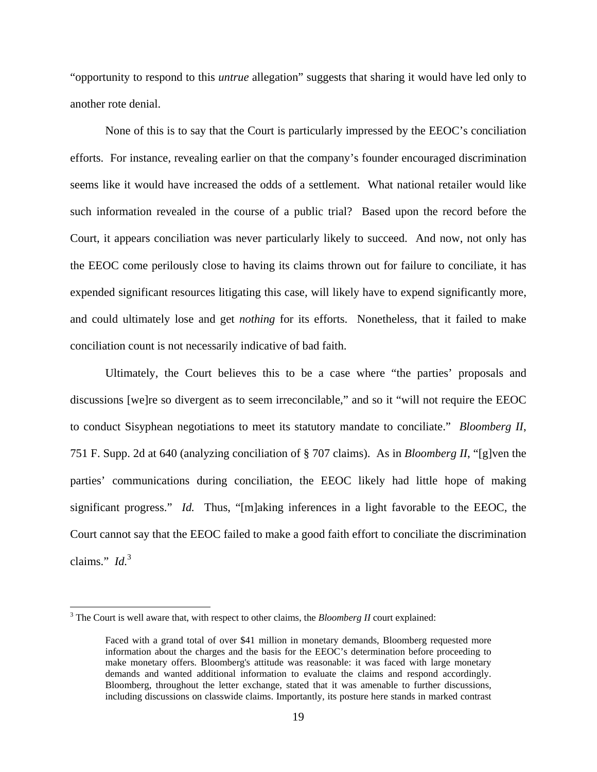"opportunity to respond to this *untrue* allegation" suggests that sharing it would have led only to another rote denial.

None of this is to say that the Court is particularly impressed by the EEOC's conciliation efforts. For instance, revealing earlier on that the company's founder encouraged discrimination seems like it would have increased the odds of a settlement. What national retailer would like such information revealed in the course of a public trial? Based upon the record before the Court, it appears conciliation was never particularly likely to succeed. And now, not only has the EEOC come perilously close to having its claims thrown out for failure to conciliate, it has expended significant resources litigating this case, will likely have to expend significantly more, and could ultimately lose and get *nothing* for its efforts. Nonetheless, that it failed to make conciliation count is not necessarily indicative of bad faith.

Ultimately, the Court believes this to be a case where "the parties' proposals and discussions [we]re so divergent as to seem irreconcilable," and so it "will not require the EEOC to conduct Sisyphean negotiations to meet its statutory mandate to conciliate." *Bloomberg II*, 751 F. Supp. 2d at 640 (analyzing conciliation of § 707 claims). As in *Bloomberg II*, "[g]iven the parties' communications during conciliation, the EEOC likely had little hope of making significant progress." *Id.* Thus, "[m]aking inferences in a light favorable to the EEOC, the Court cannot say that the EEOC failed to make a good faith effort to conciliate the discrimination claims." *Id.*[3]

[3] The Court is well aware that, with respect to other claims, the *Bloomberg II* court explained:

> Faced with a grand total of over $41 million in monetary demands, Bloomberg requested more information about the charges and the basis for the EEOC's determination before proceeding to make monetary offers. Bloomberg's attitude was reasonable: it was faced with large monetary demands and wanted additional information to evaluate the claims and respond accordingly. Bloomberg, throughout the letter exchange, stated that it was amenable to further discussions, including discussions on classwide claims. Importantly, its posture here stands in marked contrast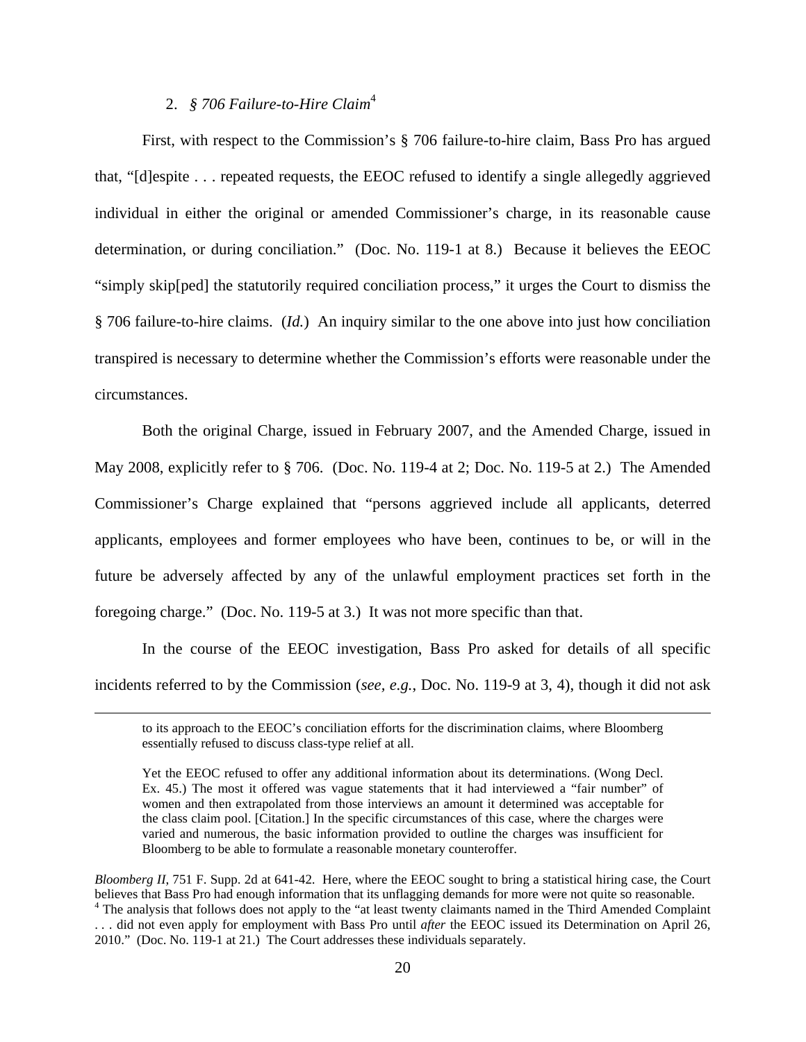### 2. *§ 706 Failure-to-Hire Claim*[4]

First, with respect to the Commission's § 706 failure-to-hire claim, Bass Pro has argued that, "[d]espite . . . repeated requests, the EEOC refused to identify a single allegedly aggrieved individual in either the original or amended Commissioner's charge, in its reasonable cause determination, or during conciliation." (Doc. No. 119-1 at 8.) Because it believes the EEOC "simply skip[ped] the statutorily required conciliation process," it urges the Court to dismiss the § 706 failure-to-hire claims. (*Id.*) An inquiry similar to the one above into just how conciliation transpired is necessary to determine whether the Commission's efforts were reasonable under the circumstances.

Both the original Charge, issued in February 2007, and the Amended Charge, issued in May 2008, explicitly refer to § 706. (Doc. No. 119-4 at 2; Doc. No. 119-5 at 2.) The Amended Commissioner's Charge explained that "persons aggrieved include all applicants, deterred applicants, employees and former employees who have been, continues to be, or will in the future be adversely affected by any of the unlawful employment practices set forth in the foregoing charge." (Doc. No. 119-5 at 3.) It was not more specific than that.

In the course of the EEOC investigation, Bass Pro asked for details of all specific incidents referred to by the Commission (*see, e.g.*, Doc. No. 119-9 at 3, 4), though it did not ask

---

to its approach to the EEOC's conciliation efforts for the discrimination claims, where Bloomberg essentially refused to discuss class-type relief at all.

> Yet the EEOC refused to offer any additional information about its determinations. (Wong Decl. Ex. 45.) The most it offered was vague statements that it had interviewed a "fair number" of women and then extrapolated from those interviews an amount it determined was acceptable for the class claim pool. [Citation.] In the specific circumstances of this case, where the charges were varied and numerous, the basic information provided to outline the charges was insufficient for Bloomberg to be able to formulate a reasonable monetary counteroffer.

*Bloomberg II*, 751 F. Supp. 2d at 641-42. Here, where the EEOC sought to bring a statistical hiring case, the Court believes that Bass Pro had enough information that its unflagging demands for more were not quite so reasonable.

[4] The analysis that follows does not apply to the "at least twenty claimants named in the Third Amended Complaint . . . did not even apply for employment with Bass Pro until *after* the EEOC issued its Determination on April 26, 2010." (Doc. No. 119-1 at 21.) The Court addresses these individuals separately.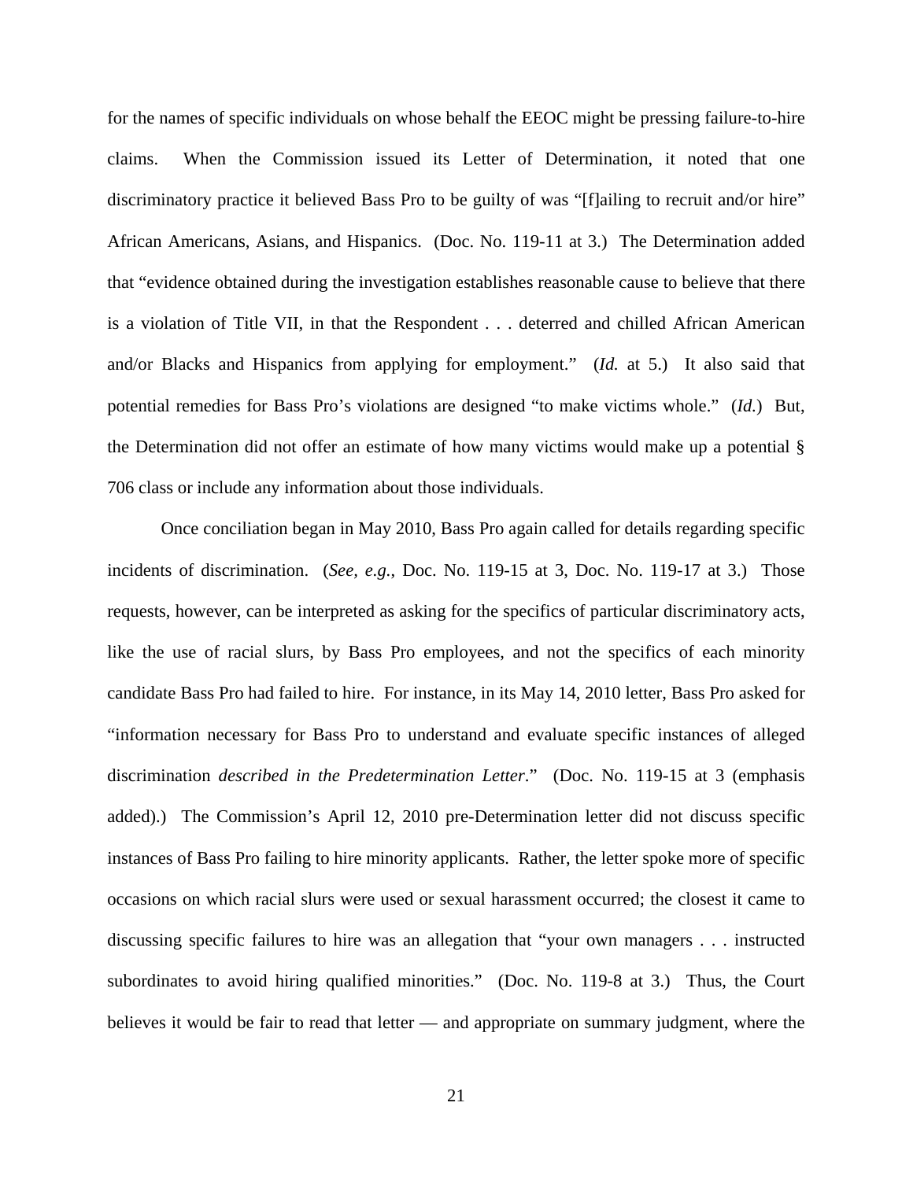for the names of specific individuals on whose behalf the EEOC might be pressing failure-to-hire claims. When the Commission issued its Letter of Determination, it noted that one discriminatory practice it believed Bass Pro to be guilty of was "[f]ailing to recruit and/or hire" African Americans, Asians, and Hispanics. (Doc. No. 119-11 at 3.) The Determination added that "evidence obtained during the investigation establishes reasonable cause to believe that there is a violation of Title VII, in that the Respondent . . . deterred and chilled African American and/or Blacks and Hispanics from applying for employment." (*Id.* at 5.) It also said that potential remedies for Bass Pro's violations are designed "to make victims whole." (*Id.*) But, the Determination did not offer an estimate of how many victims would make up a potential § 706 class or include any information about those individuals.

Once conciliation began in May 2010, Bass Pro again called for details regarding specific incidents of discrimination. (*See, e.g.*, Doc. No. 119-15 at 3, Doc. No. 119-17 at 3.) Those requests, however, can be interpreted as asking for the specifics of particular discriminatory acts, like the use of racial slurs, by Bass Pro employees, and not the specifics of each minority candidate Bass Pro had failed to hire. For instance, in its May 14, 2010 letter, Bass Pro asked for "information necessary for Bass Pro to understand and evaluate specific instances of alleged discrimination *described in the Predetermination Letter*." (Doc. No. 119-15 at 3 (emphasis added).) The Commission's April 12, 2010 pre-Determination letter did not discuss specific instances of Bass Pro failing to hire minority applicants. Rather, the letter spoke more of specific occasions on which racial slurs were used or sexual harassment occurred; the closest it came to discussing specific failures to hire was an allegation that "your own managers . . . instructed subordinates to avoid hiring qualified minorities." (Doc. No. 119-8 at 3.) Thus, the Court believes it would be fair to read that letter — and appropriate on summary judgment, where the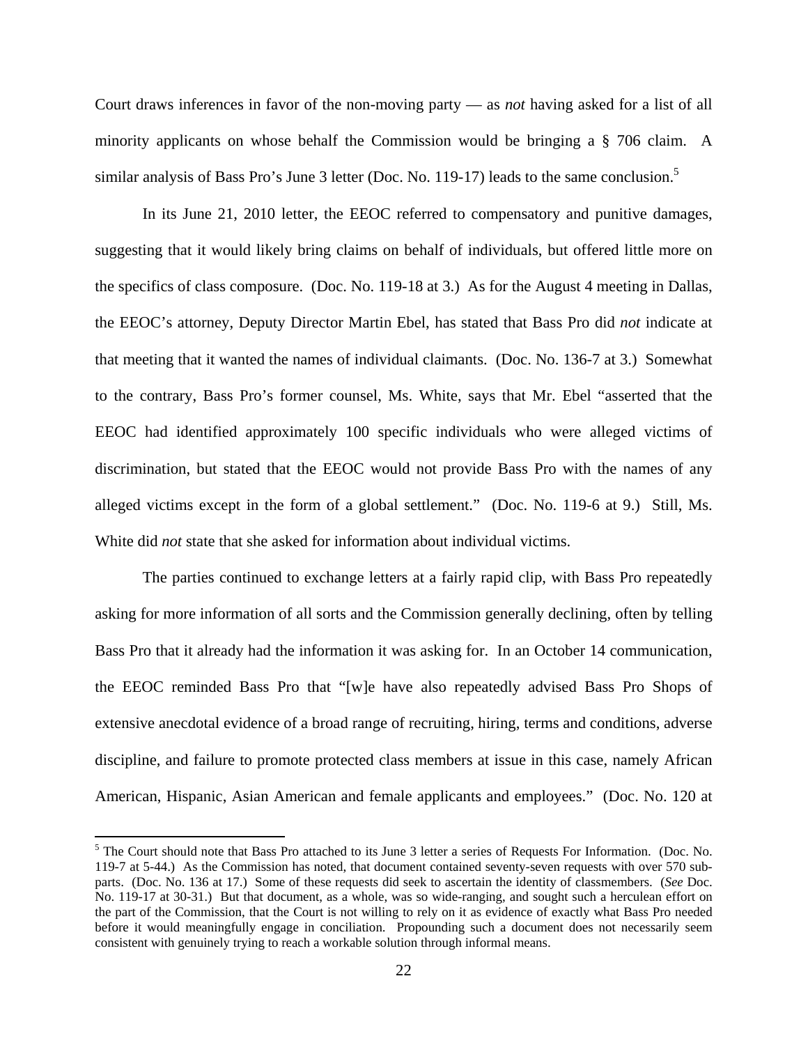Court draws inferences in favor of the non-moving party — as *not* having asked for a list of all minority applicants on whose behalf the Commission would be bringing a § 706 claim. A similar analysis of Bass Pro's June 3 letter (Doc. No. 119-17) leads to the same conclusion.[5]

In its June 21, 2010 letter, the EEOC referred to compensatory and punitive damages, suggesting that it would likely bring claims on behalf of individuals, but offered little more on the specifics of class composure. (Doc. No. 119-18 at 3.) As for the August 4 meeting in Dallas, the EEOC's attorney, Deputy Director Martin Ebel, has stated that Bass Pro did *not* indicate at that meeting that it wanted the names of individual claimants. (Doc. No. 136-7 at 3.) Somewhat to the contrary, Bass Pro's former counsel, Ms. White, says that Mr. Ebel "asserted that the EEOC had identified approximately 100 specific individuals who were alleged victims of discrimination, but stated that the EEOC would not provide Bass Pro with the names of any alleged victims except in the form of a global settlement." (Doc. No. 119-6 at 9.) Still, Ms. White did *not* state that she asked for information about individual victims.

The parties continued to exchange letters at a fairly rapid clip, with Bass Pro repeatedly asking for more information of all sorts and the Commission generally declining, often by telling Bass Pro that it already had the information it was asking for. In an October 14 communication, the EEOC reminded Bass Pro that "[w]e have also repeatedly advised Bass Pro Shops of extensive anecdotal evidence of a broad range of recruiting, hiring, terms and conditions, adverse discipline, and failure to promote protected class members at issue in this case, namely African American, Hispanic, Asian American and female applicants and employees." (Doc. No. 120 at

---

[5] The Court should note that Bass Pro attached to its June 3 letter a series of Requests For Information. (Doc. No. 119-7 at 5-44.) As the Commission has noted, that document contained seventy-seven requests with over 570 sub-parts. (Doc. No. 136 at 17.) Some of these requests did seek to ascertain the identity of classmembers. (*See* Doc. No. 119-17 at 30-31.) But that document, as a whole, was so wide-ranging, and sought such a herculean effort on the part of the Commission, that the Court is not willing to rely on it as evidence of exactly what Bass Pro needed before it would meaningfully engage in conciliation. Propounding such a document does not necessarily seem consistent with genuinely trying to reach a workable solution through informal means.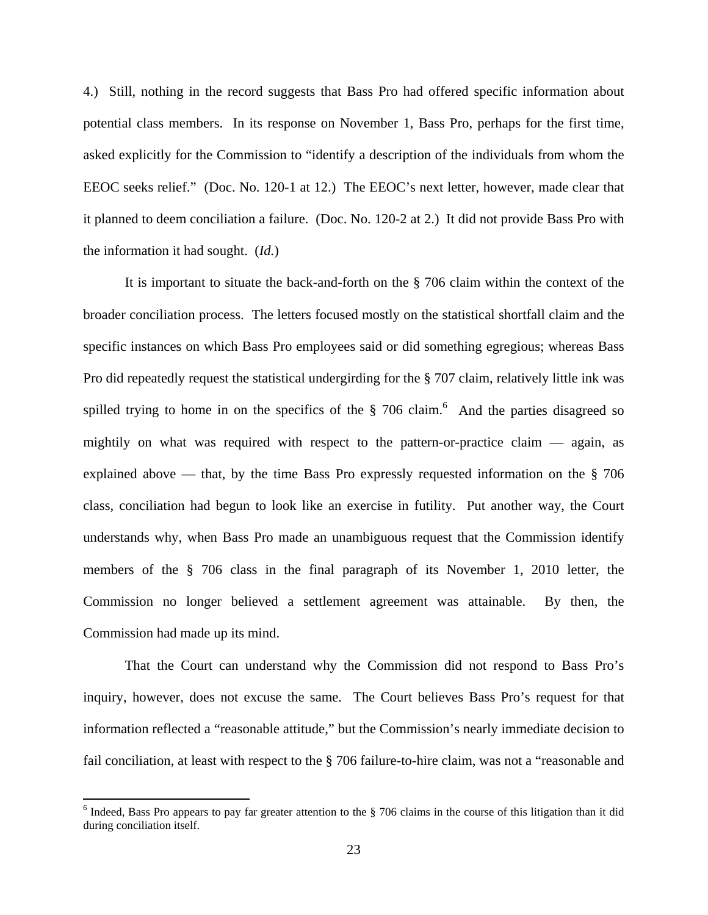4.) Still, nothing in the record suggests that Bass Pro had offered specific information about potential class members. In its response on November 1, Bass Pro, perhaps for the first time, asked explicitly for the Commission to "identify a description of the individuals from whom the EEOC seeks relief." (Doc. No. 120-1 at 12.) The EEOC's next letter, however, made clear that it planned to deem conciliation a failure. (Doc. No. 120-2 at 2.) It did not provide Bass Pro with the information it had sought. (*Id.*)

It is important to situate the back-and-forth on the § 706 claim within the context of the broader conciliation process. The letters focused mostly on the statistical shortfall claim and the specific instances on which Bass Pro employees said or did something egregious; whereas Bass Pro did repeatedly request the statistical undergirding for the § 707 claim, relatively little ink was spilled trying to home in on the specifics of the § 706 claim.[6] And the parties disagreed so mightily on what was required with respect to the pattern-or-practice claim — again, as explained above — that, by the time Bass Pro expressly requested information on the § 706 class, conciliation had begun to look like an exercise in futility. Put another way, the Court understands why, when Bass Pro made an unambiguous request that the Commission identify members of the § 706 class in the final paragraph of its November 1, 2010 letter, the Commission no longer believed a settlement agreement was attainable. By then, the Commission had made up its mind.

That the Court can understand why the Commission did not respond to Bass Pro's inquiry, however, does not excuse the same. The Court believes Bass Pro's request for that information reflected a "reasonable attitude," but the Commission's nearly immediate decision to fail conciliation, at least with respect to the § 706 failure-to-hire claim, was not a "reasonable and

[6] Indeed, Bass Pro appears to pay far greater attention to the § 706 claims in the course of this litigation than it did during conciliation itself.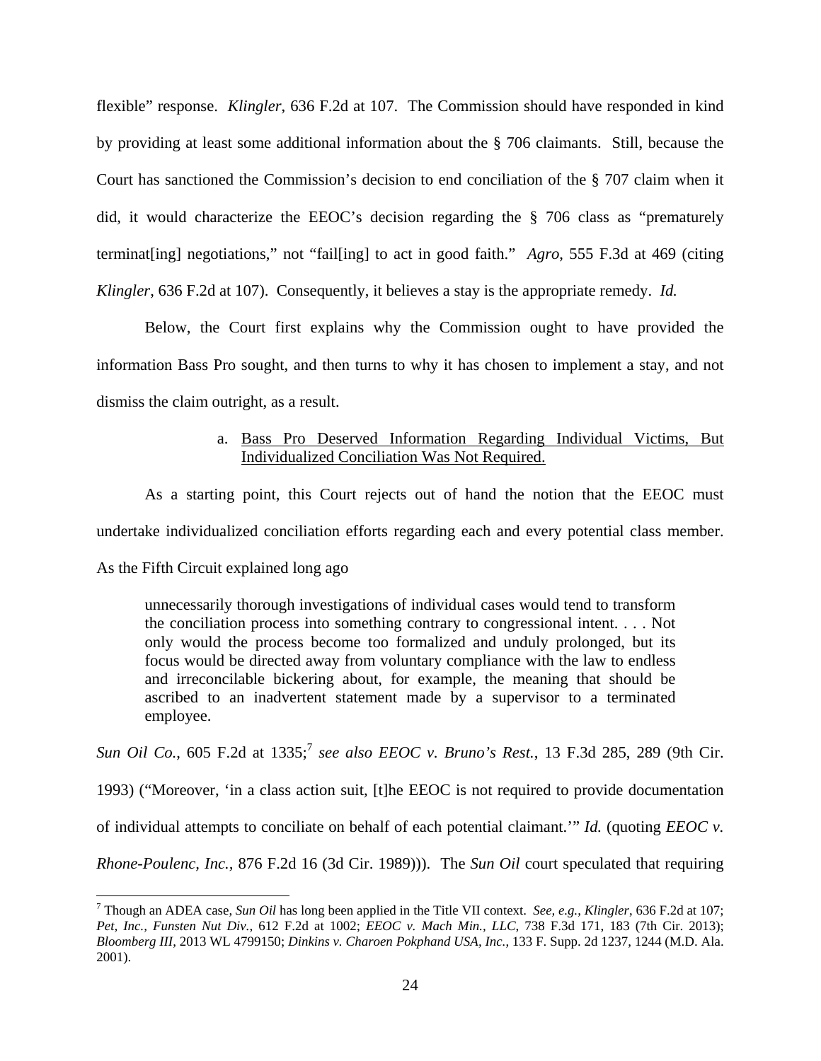flexible" response. *Klingler*, 636 F.2d at 107. The Commission should have responded in kind by providing at least some additional information about the § 706 claimants. Still, because the Court has sanctioned the Commission's decision to end conciliation of the § 707 claim when it did, it would characterize the EEOC's decision regarding the § 706 class as "prematurely terminat[ing] negotiations," not "fail[ing] to act in good faith." *Agro*, 555 F.3d at 469 (citing *Klingler*, 636 F.2d at 107). Consequently, it believes a stay is the appropriate remedy. *Id.*

Below, the Court first explains why the Commission ought to have provided the information Bass Pro sought, and then turns to why it has chosen to implement a stay, and not dismiss the claim outright, as a result.

a. <u>Bass Pro Deserved Information Regarding Individual Victims, But Individualized Conciliation Was Not Required.</u>

As a starting point, this Court rejects out of hand the notion that the EEOC must undertake individualized conciliation efforts regarding each and every potential class member. As the Fifth Circuit explained long ago

> unnecessarily thorough investigations of individual cases would tend to transform the conciliation process into something contrary to congressional intent. . . . Not only would the process become too formalized and unduly prolonged, but its focus would be directed away from voluntary compliance with the law to endless and irreconcilable bickering about, for example, the meaning that should be ascribed to an inadvertent statement made by a supervisor to a terminated employee.

*Sun Oil Co.*, 605 F.2d at 1335;[7] *see also EEOC v. Bruno's Rest.*, 13 F.3d 285, 289 (9th Cir. 1993) ("Moreover, 'in a class action suit, [t]he EEOC is not required to provide documentation of individual attempts to conciliate on behalf of each potential claimant.'" *Id.* (quoting *EEOC v. Rhone-Poulenc, Inc.*, 876 F.2d 16 (3d Cir. 1989))). The *Sun Oil* court speculated that requiring

---

[7] Though an ADEA case, *Sun Oil* has long been applied in the Title VII context. *See, e.g.*, *Klingler*, 636 F.2d at 107; *Pet, Inc., Funsten Nut Div.*, 612 F.2d at 1002; *EEOC v. Mach Min., LLC*, 738 F.3d 171, 183 (7th Cir. 2013); *Bloomberg III*, 2013 WL 4799150; *Dinkins v. Charoen Pokphand USA, Inc.*, 133 F. Supp. 2d 1237, 1244 (M.D. Ala. 2001).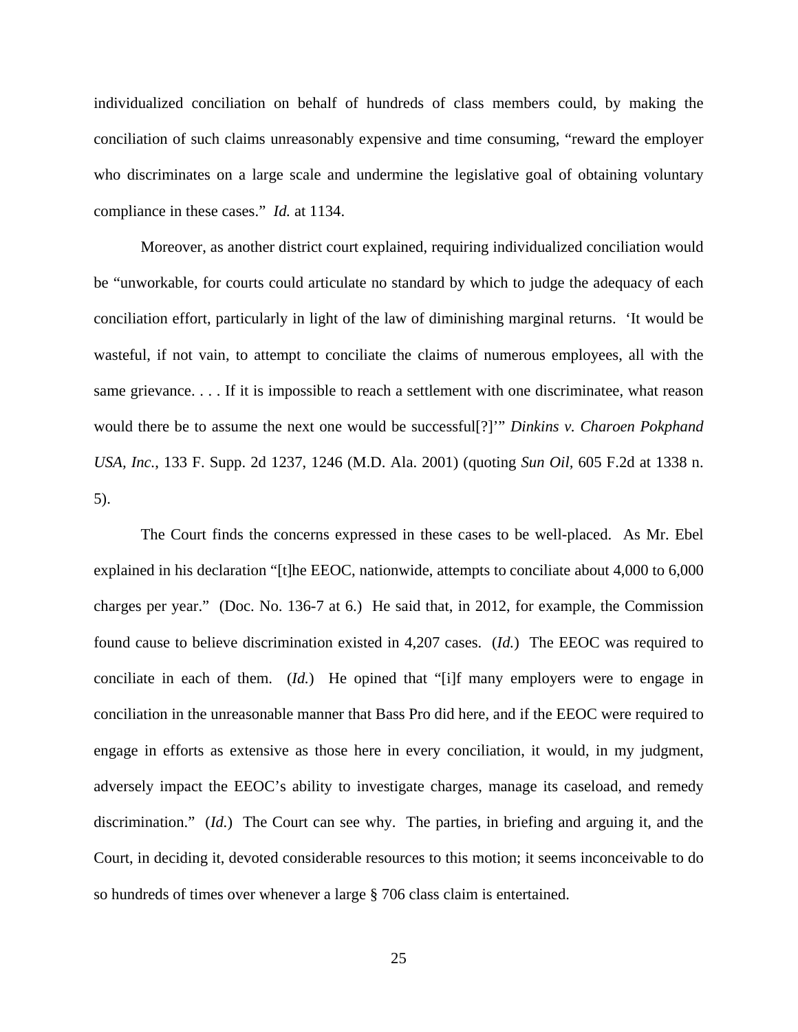individualized conciliation on behalf of hundreds of class members could, by making the conciliation of such claims unreasonably expensive and time consuming, "reward the employer who discriminates on a large scale and undermine the legislative goal of obtaining voluntary compliance in these cases." *Id.* at 1134.

Moreover, as another district court explained, requiring individualized conciliation would be "unworkable, for courts could articulate no standard by which to judge the adequacy of each conciliation effort, particularly in light of the law of diminishing marginal returns. 'It would be wasteful, if not vain, to attempt to conciliate the claims of numerous employees, all with the same grievance. . . . If it is impossible to reach a settlement with one discriminatee, what reason would there be to assume the next one would be successful[?]'" *Dinkins v. Charoen Pokphand USA, Inc.*, 133 F. Supp. 2d 1237, 1246 (M.D. Ala. 2001) (quoting *Sun Oil*, 605 F.2d at 1338 n. 5).

The Court finds the concerns expressed in these cases to be well-placed. As Mr. Ebel explained in his declaration "[t]he EEOC, nationwide, attempts to conciliate about 4,000 to 6,000 charges per year." (Doc. No. 136-7 at 6.) He said that, in 2012, for example, the Commission found cause to believe discrimination existed in 4,207 cases. (*Id.*) The EEOC was required to conciliate in each of them. (*Id.*) He opined that "[i]f many employers were to engage in conciliation in the unreasonable manner that Bass Pro did here, and if the EEOC were required to engage in efforts as extensive as those here in every conciliation, it would, in my judgment, adversely impact the EEOC's ability to investigate charges, manage its caseload, and remedy discrimination." (*Id.*) The Court can see why. The parties, in briefing and arguing it, and the Court, in deciding it, devoted considerable resources to this motion; it seems inconceivable to do so hundreds of times over whenever a large § 706 class claim is entertained.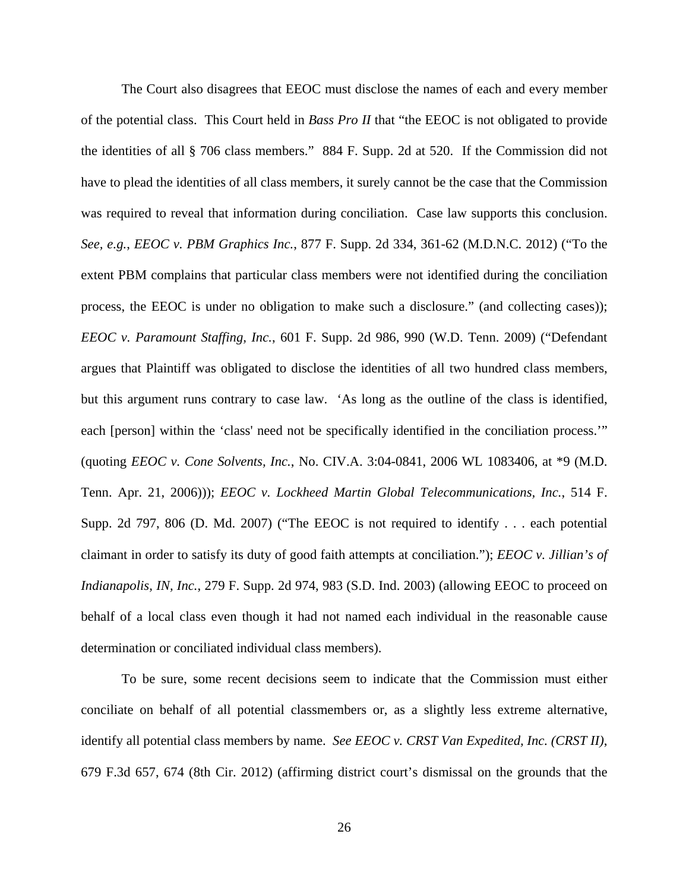The Court also disagrees that EEOC must disclose the names of each and every member of the potential class. This Court held in *Bass Pro II* that "the EEOC is not obligated to provide the identities of all § 706 class members." 884 F. Supp. 2d at 520. If the Commission did not have to plead the identities of all class members, it surely cannot be the case that the Commission was required to reveal that information during conciliation. Case law supports this conclusion. *See*, *e.g.*, *EEOC v. PBM Graphics Inc.*, 877 F. Supp. 2d 334, 361-62 (M.D.N.C. 2012) ("To the extent PBM complains that particular class members were not identified during the conciliation process, the EEOC is under no obligation to make such a disclosure." (and collecting cases)); *EEOC v. Paramount Staffing, Inc.*, 601 F. Supp. 2d 986, 990 (W.D. Tenn. 2009) ("Defendant argues that Plaintiff was obligated to disclose the identities of all two hundred class members, but this argument runs contrary to case law. 'As long as the outline of the class is identified, each [person] within the 'class' need not be specifically identified in the conciliation process.'" (quoting *EEOC v. Cone Solvents, Inc.*, No. CIV.A. 3:04-0841, 2006 WL 1083406, at *9 (M.D. Tenn. Apr. 21, 2006))); *EEOC v. Lockheed Martin Global Telecommunications, Inc.*, 514 F. Supp. 2d 797, 806 (D. Md. 2007) ("The EEOC is not required to identify . . . each potential claimant in order to satisfy its duty of good faith attempts at conciliation."); *EEOC v. Jillian's of Indianapolis, IN, Inc.*, 279 F. Supp. 2d 974, 983 (S.D. Ind. 2003) (allowing EEOC to proceed on behalf of a local class even though it had not named each individual in the reasonable cause determination or conciliated individual class members).

To be sure, some recent decisions seem to indicate that the Commission must either conciliate on behalf of all potential classmembers or, as a slightly less extreme alternative, identify all potential class members by name. *See EEOC v. CRST Van Expedited, Inc. (CRST II)*, 679 F.3d 657, 674 (8th Cir. 2012) (affirming district court's dismissal on the grounds that the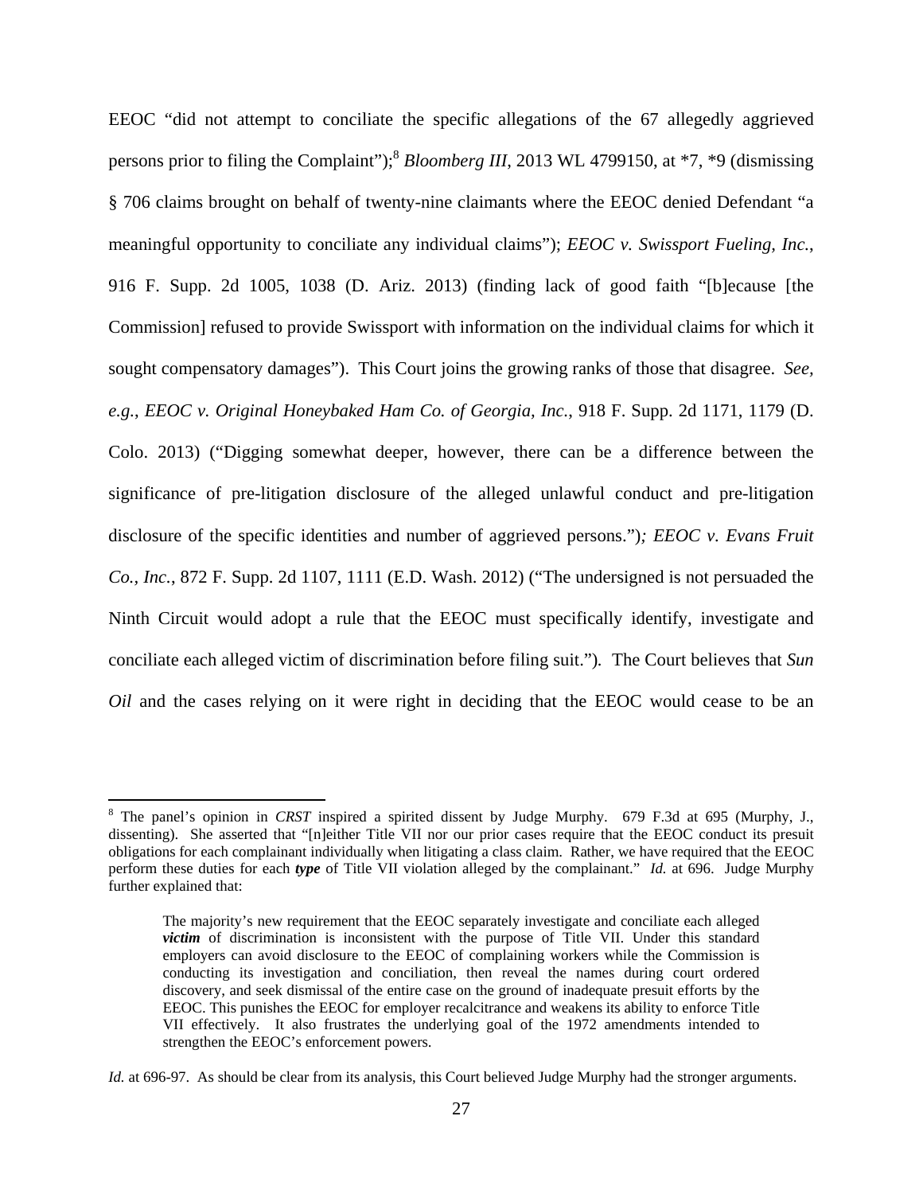EEOC "did not attempt to conciliate the specific allegations of the 67 allegedly aggrieved persons prior to filing the Complaint");[8] *Bloomberg III*, 2013 WL 4799150, at *7, *9 (dismissing § 706 claims brought on behalf of twenty-nine claimants where the EEOC denied Defendant "a meaningful opportunity to conciliate any individual claims"); *EEOC v. Swissport Fueling, Inc.*, 916 F. Supp. 2d 1005, 1038 (D. Ariz. 2013) (finding lack of good faith "[b]ecause [the Commission] refused to provide Swissport with information on the individual claims for which it sought compensatory damages"). This Court joins the growing ranks of those that disagree. *See, e.g.*, *EEOC v. Original Honeybaked Ham Co. of Georgia, Inc.*, 918 F. Supp. 2d 1171, 1179 (D. Colo. 2013) ("Digging somewhat deeper, however, there can be a difference between the significance of pre-litigation disclosure of the alleged unlawful conduct and pre-litigation disclosure of the specific identities and number of aggrieved persons."); *EEOC v. Evans Fruit Co., Inc.*, 872 F. Supp. 2d 1107, 1111 (E.D. Wash. 2012) ("The undersigned is not persuaded the Ninth Circuit would adopt a rule that the EEOC must specifically identify, investigate and conciliate each alleged victim of discrimination before filing suit."). The Court believes that *Sun Oil* and the cases relying on it were right in deciding that the EEOC would cease to be an

---

[8] The panel's opinion in *CRST* inspired a spirited dissent by Judge Murphy. 679 F.3d at 695 (Murphy, J., dissenting). She asserted that "[n]either Title VII nor our prior cases require that the EEOC conduct its presuit obligations for each complainant individually when litigating a class claim. Rather, we have required that the EEOC perform these duties for each ***type*** of Title VII violation alleged by the complainant." *Id.* at 696. Judge Murphy further explained that:

> The majority's new requirement that the EEOC separately investigate and conciliate each alleged ***victim*** of discrimination is inconsistent with the purpose of Title VII. Under this standard employers can avoid disclosure to the EEOC of complaining workers while the Commission is conducting its investigation and conciliation, then reveal the names during court ordered discovery, and seek dismissal of the entire case on the ground of inadequate presuit efforts by the EEOC. This punishes the EEOC for employer recalcitrance and weakens its ability to enforce Title VII effectively. It also frustrates the underlying goal of the 1972 amendments intended to strengthen the EEOC's enforcement powers.

*Id.* at 696-97. As should be clear from its analysis, this Court believed Judge Murphy had the stronger arguments.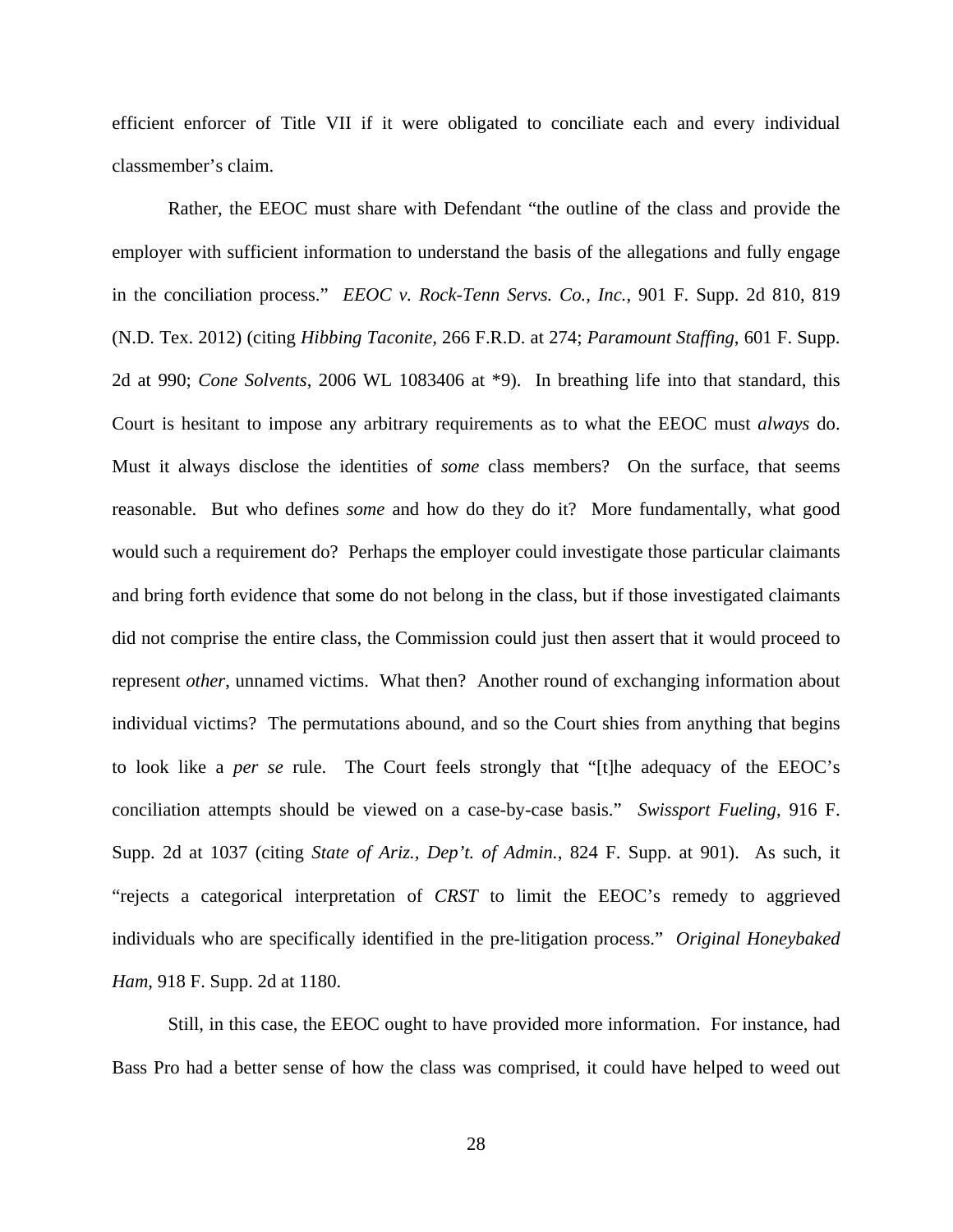efficient enforcer of Title VII if it were obligated to conciliate each and every individual classmember's claim.

Rather, the EEOC must share with Defendant "the outline of the class and provide the employer with sufficient information to understand the basis of the allegations and fully engage in the conciliation process." *EEOC v. Rock-Tenn Servs. Co., Inc.*, 901 F. Supp. 2d 810, 819 (N.D. Tex. 2012) (citing *Hibbing Taconite*, 266 F.R.D. at 274; *Paramount Staffing*, 601 F. Supp. 2d at 990; *Cone Solvents*, 2006 WL 1083406 at *9). In breathing life into that standard, this Court is hesitant to impose any arbitrary requirements as to what the EEOC must *always* do. Must it always disclose the identities of *some* class members? On the surface, that seems reasonable. But who defines *some* and how do they do it? More fundamentally, what good would such a requirement do? Perhaps the employer could investigate those particular claimants and bring forth evidence that some do not belong in the class, but if those investigated claimants did not comprise the entire class, the Commission could just then assert that it would proceed to represent *other*, unnamed victims. What then? Another round of exchanging information about individual victims? The permutations abound, and so the Court shies from anything that begins to look like a *per se* rule. The Court feels strongly that "[t]he adequacy of the EEOC's conciliation attempts should be viewed on a case-by-case basis." *Swissport Fueling*, 916 F. Supp. 2d at 1037 (citing *State of Ariz., Dep't. of Admin.*, 824 F. Supp. at 901). As such, it "rejects a categorical interpretation of *CRST* to limit the EEOC's remedy to aggrieved individuals who are specifically identified in the pre-litigation process." *Original Honeybaked Ham*, 918 F. Supp. 2d at 1180.

Still, in this case, the EEOC ought to have provided more information. For instance, had Bass Pro had a better sense of how the class was comprised, it could have helped to weed out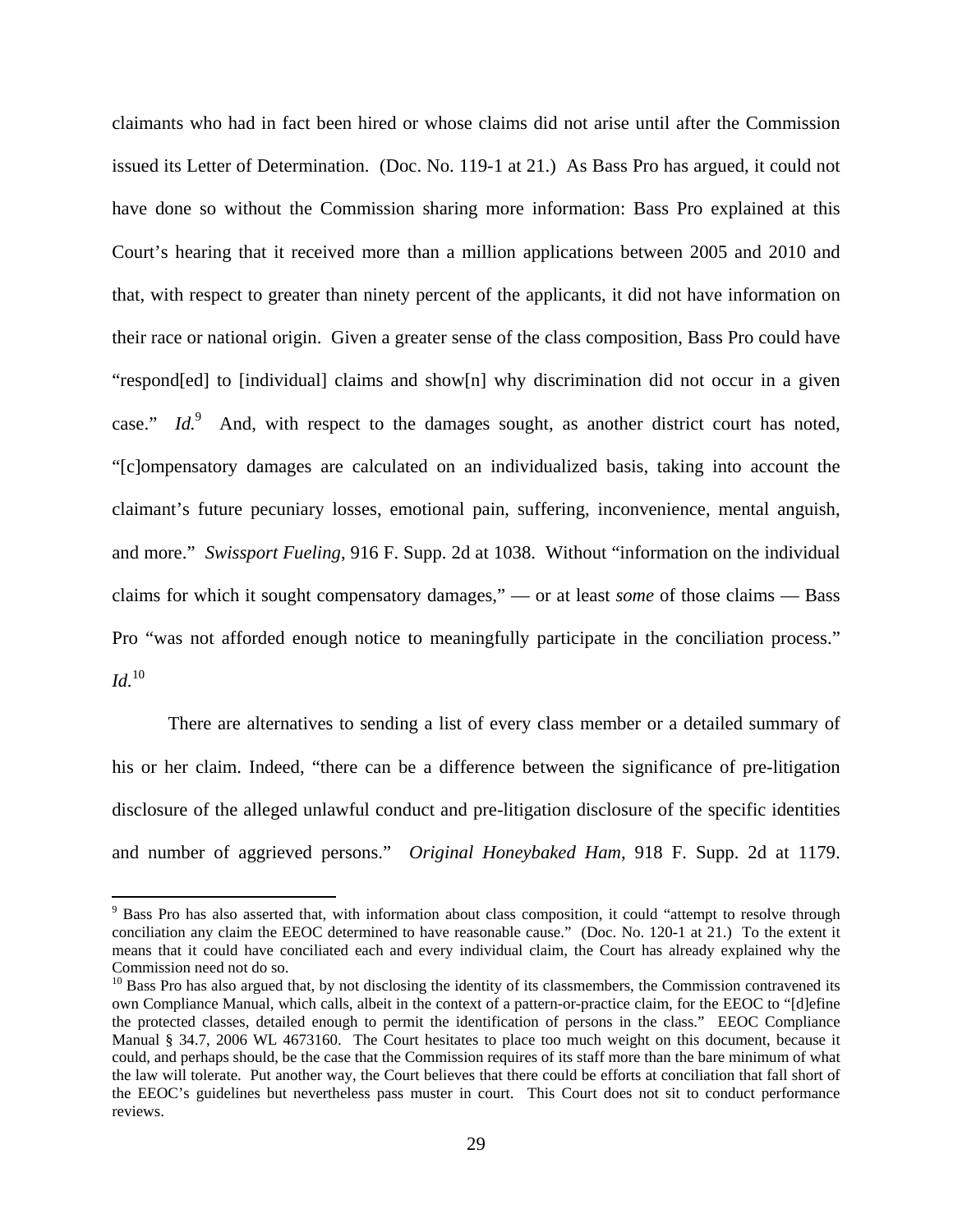claimants who had in fact been hired or whose claims did not arise until after the Commission issued its Letter of Determination. (Doc. No. 119-1 at 21.) As Bass Pro has argued, it could not have done so without the Commission sharing more information: Bass Pro explained at this Court's hearing that it received more than a million applications between 2005 and 2010 and that, with respect to greater than ninety percent of the applicants, it did not have information on their race or national origin. Given a greater sense of the class composition, Bass Pro could have "respond[ed] to [individual] claims and show[n] why discrimination did not occur in a given case." *Id.*[9] And, with respect to the damages sought, as another district court has noted, "[c]ompensatory damages are calculated on an individualized basis, taking into account the claimant's future pecuniary losses, emotional pain, suffering, inconvenience, mental anguish, and more." *Swissport Fueling*, 916 F. Supp. 2d at 1038. Without "information on the individual claims for which it sought compensatory damages," — or at least *some* of those claims — Bass Pro "was not afforded enough notice to meaningfully participate in the conciliation process." *Id.*[10]

There are alternatives to sending a list of every class member or a detailed summary of his or her claim. Indeed, "there can be a difference between the significance of pre-litigation disclosure of the alleged unlawful conduct and pre-litigation disclosure of the specific identities and number of aggrieved persons." *Original Honeybaked Ham*, 918 F. Supp. 2d at 1179.

---

[9] Bass Pro has also asserted that, with information about class composition, it could "attempt to resolve through conciliation any claim the EEOC determined to have reasonable cause." (Doc. No. 120-1 at 21.) To the extent it means that it could have conciliated each and every individual claim, the Court has already explained why the Commission need not do so.

[10] Bass Pro has also argued that, by not disclosing the identity of its classmembers, the Commission contravened its own Compliance Manual, which calls, albeit in the context of a pattern-or-practice claim, for the EEOC to "[d]efine the protected classes, detailed enough to permit the identification of persons in the class." EEOC Compliance Manual § 34.7, 2006 WL 4673160. The Court hesitates to place too much weight on this document, because it could, and perhaps should, be the case that the Commission requires of its staff more than the bare minimum of what the law will tolerate. Put another way, the Court believes that there could be efforts at conciliation that fall short of the EEOC's guidelines but nevertheless pass muster in court. This Court does not sit to conduct performance reviews.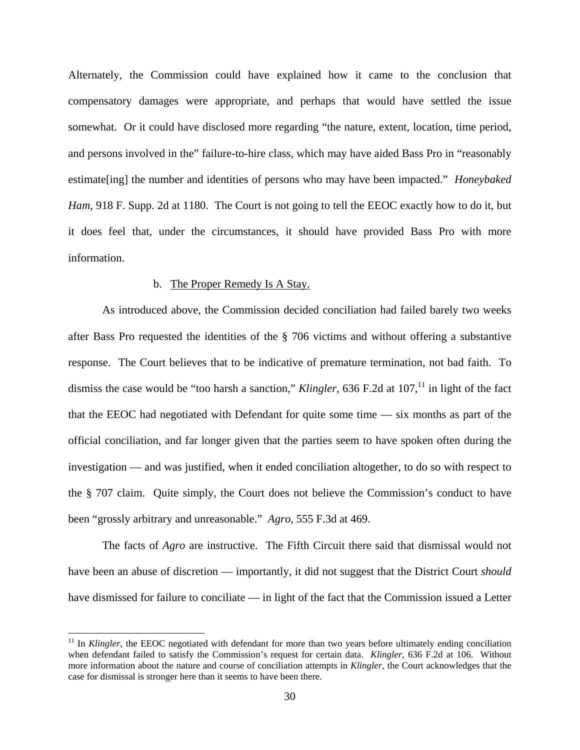Alternately, the Commission could have explained how it came to the conclusion that compensatory damages were appropriate, and perhaps that would have settled the issue somewhat. Or it could have disclosed more regarding "the nature, extent, location, time period, and persons involved in the" failure-to-hire class, which may have aided Bass Pro in "reasonably estimate[ing] the number and identities of persons who may have been impacted." *Honeybaked Ham*, 918 F. Supp. 2d at 1180. The Court is not going to tell the EEOC exactly how to do it, but it does feel that, under the circumstances, it should have provided Bass Pro with more information.

b. <u>The Proper Remedy Is A Stay.</u>

As introduced above, the Commission decided conciliation had failed barely two weeks after Bass Pro requested the identities of the § 706 victims and without offering a substantive response. The Court believes that to be indicative of premature termination, not bad faith. To dismiss the case would be "too harsh a sanction," *Klingler*, 636 F.2d at 107,[11] in light of the fact that the EEOC had negotiated with Defendant for quite some time — six months as part of the official conciliation, and far longer given that the parties seem to have spoken often during the investigation — and was justified, when it ended conciliation altogether, to do so with respect to the § 707 claim. Quite simply, the Court does not believe the Commission's conduct to have been "grossly arbitrary and unreasonable." *Agro*, 555 F.3d at 469.

The facts of *Agro* are instructive. The Fifth Circuit there said that dismissal would not have been an abuse of discretion — importantly, it did not suggest that the District Court *should* have dismissed for failure to conciliate — in light of the fact that the Commission issued a Letter

[11] In *Klingler*, the EEOC negotiated with defendant for more than two years before ultimately ending conciliation when defendant failed to satisfy the Commission's request for certain data. *Klingler*, 636 F.2d at 106. Without more information about the nature and course of conciliation attempts in *Klingler*, the Court acknowledges that the case for dismissal is stronger here than it seems to have been there.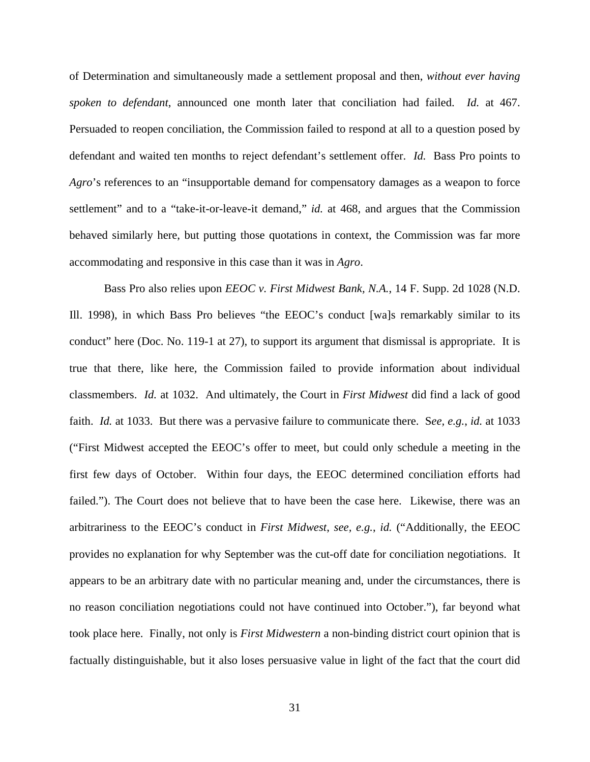of Determination and simultaneously made a settlement proposal and then, *without ever having spoken to defendant*, announced one month later that conciliation had failed. *Id.* at 467. Persuaded to reopen conciliation, the Commission failed to respond at all to a question posed by defendant and waited ten months to reject defendant's settlement offer. *Id.* Bass Pro points to *Agro*'s references to an "insupportable demand for compensatory damages as a weapon to force settlement" and to a "take-it-or-leave-it demand," *id.* at 468, and argues that the Commission behaved similarly here, but putting those quotations in context, the Commission was far more accommodating and responsive in this case than it was in *Agro*.

Bass Pro also relies upon *EEOC v. First Midwest Bank, N.A.*, 14 F. Supp. 2d 1028 (N.D. Ill. 1998), in which Bass Pro believes "the EEOC's conduct [wa]s remarkably similar to its conduct" here (Doc. No. 119-1 at 27), to support its argument that dismissal is appropriate. It is true that there, like here, the Commission failed to provide information about individual classmembers. *Id.* at 1032. And ultimately, the Court in *First Midwest* did find a lack of good faith. *Id.* at 1033. But there was a pervasive failure to communicate there. S*ee, e.g.*, *id.* at 1033 ("First Midwest accepted the EEOC's offer to meet, but could only schedule a meeting in the first few days of October. Within four days, the EEOC determined conciliation efforts had failed."). The Court does not believe that to have been the case here. Likewise, there was an arbitrariness to the EEOC's conduct in *First Midwest*, *see, e.g.*, *id.* ("Additionally, the EEOC provides no explanation for why September was the cut-off date for conciliation negotiations. It appears to be an arbitrary date with no particular meaning and, under the circumstances, there is no reason conciliation negotiations could not have continued into October."), far beyond what took place here. Finally, not only is *First Midwestern* a non-binding district court opinion that is factually distinguishable, but it also loses persuasive value in light of the fact that the court did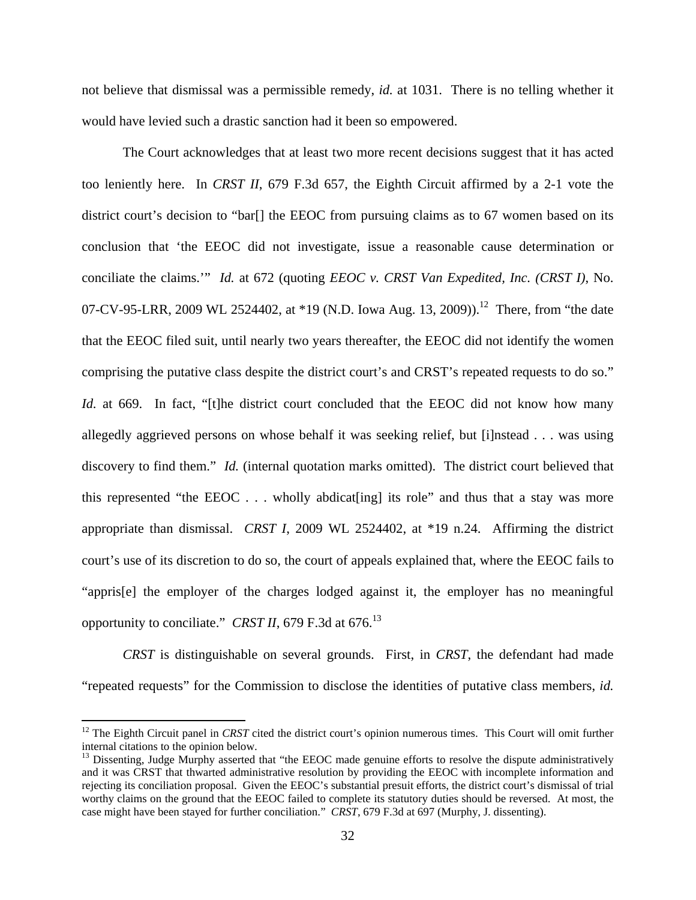not believe that dismissal was a permissible remedy, *id.* at 1031. There is no telling whether it would have levied such a drastic sanction had it been so empowered.

The Court acknowledges that at least two more recent decisions suggest that it has acted too leniently here. In *CRST II*, 679 F.3d 657, the Eighth Circuit affirmed by a 2-1 vote the district court's decision to "bar[] the EEOC from pursuing claims as to 67 women based on its conclusion that 'the EEOC did not investigate, issue a reasonable cause determination or conciliate the claims.'" *Id.* at 672 (quoting *EEOC v. CRST Van Expedited, Inc. (CRST I)*, No. 07-CV-95-LRR, 2009 WL 2524402, at *19 (N.D. Iowa Aug. 13, 2009)).[12] There, from "the date that the EEOC filed suit, until nearly two years thereafter, the EEOC did not identify the women comprising the putative class despite the district court's and CRST's repeated requests to do so." *Id.* at 669. In fact, "[t]he district court concluded that the EEOC did not know how many allegedly aggrieved persons on whose behalf it was seeking relief, but [i]nstead . . . was using discovery to find them." *Id.* (internal quotation marks omitted). The district court believed that this represented "the EEOC . . . wholly abdicat[ing] its role" and thus that a stay was more appropriate than dismissal. *CRST I*, 2009 WL 2524402, at *19 n.24. Affirming the district court's use of its discretion to do so, the court of appeals explained that, where the EEOC fails to "appris[e] the employer of the charges lodged against it, the employer has no meaningful opportunity to conciliate." *CRST II*, 679 F.3d at 676.[13]

*CRST* is distinguishable on several grounds. First, in *CRST*, the defendant had made "repeated requests" for the Commission to disclose the identities of putative class members, *id.*

---

[12] The Eighth Circuit panel in *CRST* cited the district court's opinion numerous times. This Court will omit further internal citations to the opinion below.

[13] Dissenting, Judge Murphy asserted that "the EEOC made genuine efforts to resolve the dispute administratively and it was CRST that thwarted administrative resolution by providing the EEOC with incomplete information and rejecting its conciliation proposal. Given the EEOC's substantial presuit efforts, the district court's dismissal of trial worthy claims on the ground that the EEOC failed to complete its statutory duties should be reversed. At most, the case might have been stayed for further conciliation." *CRST*, 679 F.3d at 697 (Murphy, J. dissenting).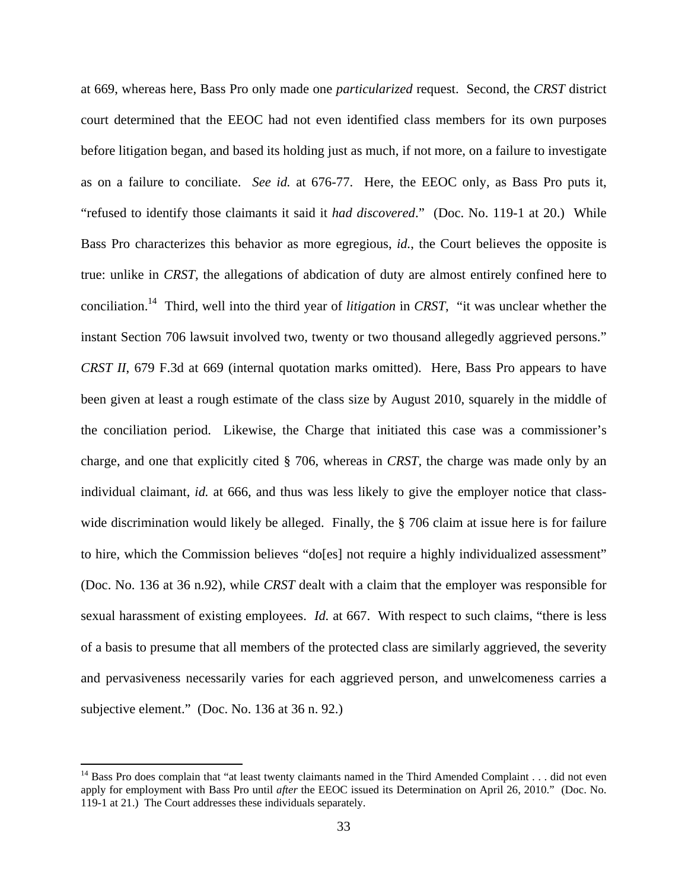at 669, whereas here, Bass Pro only made one *particularized* request. Second, the *CRST* district court determined that the EEOC had not even identified class members for its own purposes before litigation began, and based its holding just as much, if not more, on a failure to investigate as on a failure to conciliate. *See id.* at 676-77. Here, the EEOC only, as Bass Pro puts it, "refused to identify those claimants it said it *had discovered*." (Doc. No. 119-1 at 20.) While Bass Pro characterizes this behavior as more egregious, *id.*, the Court believes the opposite is true: unlike in *CRST*, the allegations of abdication of duty are almost entirely confined here to conciliation.[14] Third, well into the third year of *litigation* in *CRST*, "it was unclear whether the instant Section 706 lawsuit involved two, twenty or two thousand allegedly aggrieved persons." *CRST II*, 679 F.3d at 669 (internal quotation marks omitted). Here, Bass Pro appears to have been given at least a rough estimate of the class size by August 2010, squarely in the middle of the conciliation period. Likewise, the Charge that initiated this case was a commissioner's charge, and one that explicitly cited § 706, whereas in *CRST*, the charge was made only by an individual claimant, *id.* at 666, and thus was less likely to give the employer notice that class-wide discrimination would likely be alleged. Finally, the § 706 claim at issue here is for failure to hire, which the Commission believes "do[es] not require a highly individualized assessment" (Doc. No. 136 at 36 n.92), while *CRST* dealt with a claim that the employer was responsible for sexual harassment of existing employees. *Id.* at 667. With respect to such claims, "there is less of a basis to presume that all members of the protected class are similarly aggrieved, the severity and pervasiveness necessarily varies for each aggrieved person, and unwelcomeness carries a subjective element." (Doc. No. 136 at 36 n. 92.)

---

[14] Bass Pro does complain that "at least twenty claimants named in the Third Amended Complaint . . . did not even apply for employment with Bass Pro until *after* the EEOC issued its Determination on April 26, 2010." (Doc. No. 119-1 at 21.) The Court addresses these individuals separately.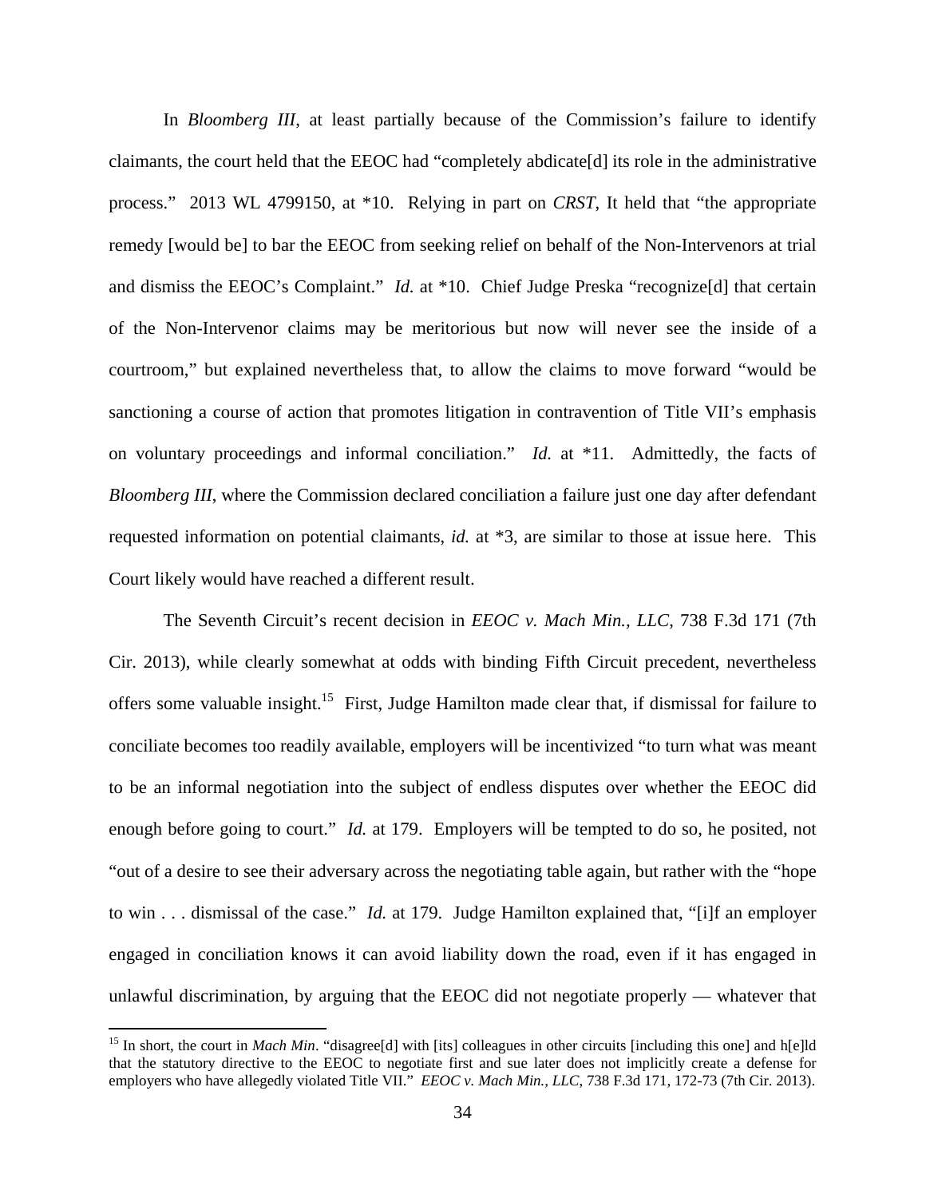In *Bloomberg III*, at least partially because of the Commission's failure to identify claimants, the court held that the EEOC had "completely abdicate[d] its role in the administrative process." 2013 WL 4799150, at *10. Relying in part on *CRST*, It held that "the appropriate remedy [would be] to bar the EEOC from seeking relief on behalf of the Non-Intervenors at trial and dismiss the EEOC's Complaint." *Id.* at *10. Chief Judge Preska "recognize[d] that certain of the Non-Intervenor claims may be meritorious but now will never see the inside of a courtroom," but explained nevertheless that, to allow the claims to move forward "would be sanctioning a course of action that promotes litigation in contravention of Title VII's emphasis on voluntary proceedings and informal conciliation." *Id.* at *11. Admittedly, the facts of *Bloomberg III*, where the Commission declared conciliation a failure just one day after defendant requested information on potential claimants, *id.* at *3, are similar to those at issue here. This Court likely would have reached a different result.

The Seventh Circuit's recent decision in *EEOC v. Mach Min., LLC*, 738 F.3d 171 (7th Cir. 2013), while clearly somewhat at odds with binding Fifth Circuit precedent, nevertheless offers some valuable insight.[15] First, Judge Hamilton made clear that, if dismissal for failure to conciliate becomes too readily available, employers will be incentivized "to turn what was meant to be an informal negotiation into the subject of endless disputes over whether the EEOC did enough before going to court." *Id.* at 179. Employers will be tempted to do so, he posited, not "out of a desire to see their adversary across the negotiating table again, but rather with the "hope to win . . . dismissal of the case." *Id.* at 179. Judge Hamilton explained that, "[i]f an employer engaged in conciliation knows it can avoid liability down the road, even if it has engaged in unlawful discrimination, by arguing that the EEOC did not negotiate properly — whatever that

[15] In short, the court in *Mach Min*. "disagree[d] with [its] colleagues in other circuits [including this one] and h[e]ld that the statutory directive to the EEOC to negotiate first and sue later does not implicitly create a defense for employers who have allegedly violated Title VII." *EEOC v. Mach Min., LLC*, 738 F.3d 171, 172-73 (7th Cir. 2013).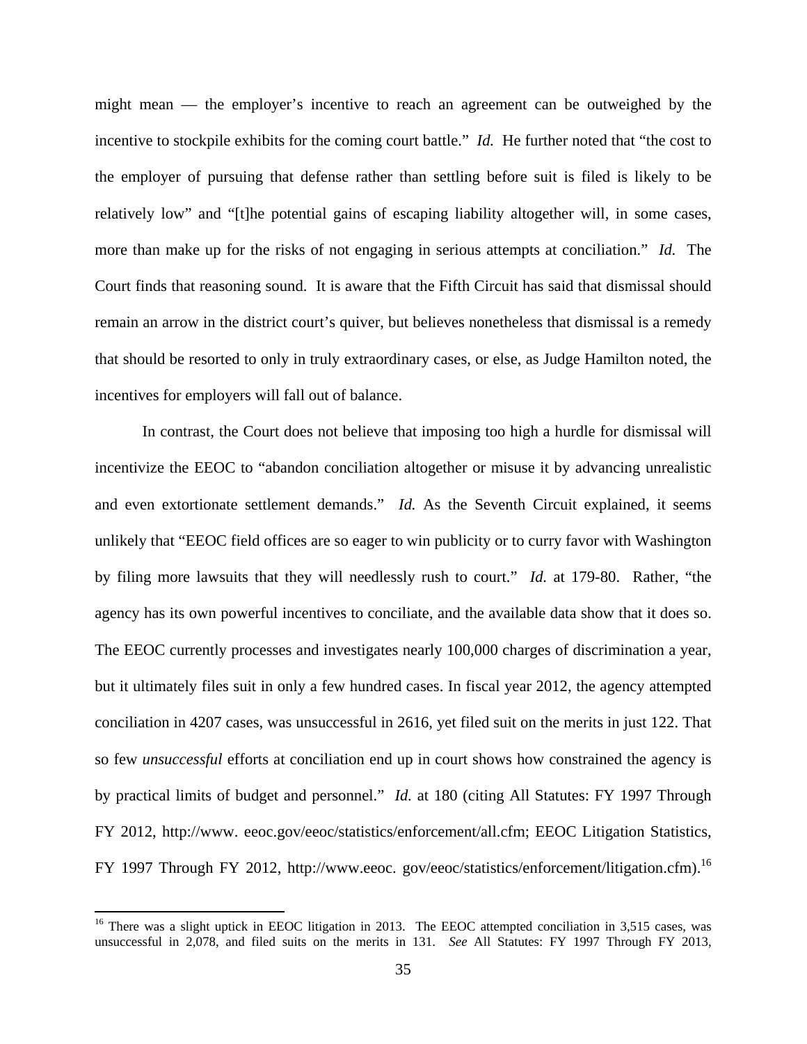might mean — the employer's incentive to reach an agreement can be outweighed by the incentive to stockpile exhibits for the coming court battle." *Id.* He further noted that "the cost to the employer of pursuing that defense rather than settling before suit is filed is likely to be relatively low" and "[t]he potential gains of escaping liability altogether will, in some cases, more than make up for the risks of not engaging in serious attempts at conciliation." *Id.* The Court finds that reasoning sound. It is aware that the Fifth Circuit has said that dismissal should remain an arrow in the district court's quiver, but believes nonetheless that dismissal is a remedy that should be resorted to only in truly extraordinary cases, or else, as Judge Hamilton noted, the incentives for employers will fall out of balance.

In contrast, the Court does not believe that imposing too high a hurdle for dismissal will incentivize the EEOC to "abandon conciliation altogether or misuse it by advancing unrealistic and even extortionate settlement demands." *Id.* As the Seventh Circuit explained, it seems unlikely that "EEOC field offices are so eager to win publicity or to curry favor with Washington by filing more lawsuits that they will needlessly rush to court." *Id.* at 179-80. Rather, "the agency has its own powerful incentives to conciliate, and the available data show that it does so. The EEOC currently processes and investigates nearly 100,000 charges of discrimination a year, but it ultimately files suit in only a few hundred cases. In fiscal year 2012, the agency attempted conciliation in 4207 cases, was unsuccessful in 2616, yet filed suit on the merits in just 122. That so few *unsuccessful* efforts at conciliation end up in court shows how constrained the agency is by practical limits of budget and personnel." *Id.* at 180 (citing All Statutes: FY 1997 Through FY 2012, http://www. eeoc.gov/eeoc/statistics/enforcement/all.cfm; EEOC Litigation Statistics, FY 1997 Through FY 2012, http://www.eeoc. gov/eeoc/statistics/enforcement/litigation.cfm).[16]

[16] There was a slight uptick in EEOC litigation in 2013. The EEOC attempted conciliation in 3,515 cases, was unsuccessful in 2,078, and filed suits on the merits in 131. *See* All Statutes: FY 1997 Through FY 2013,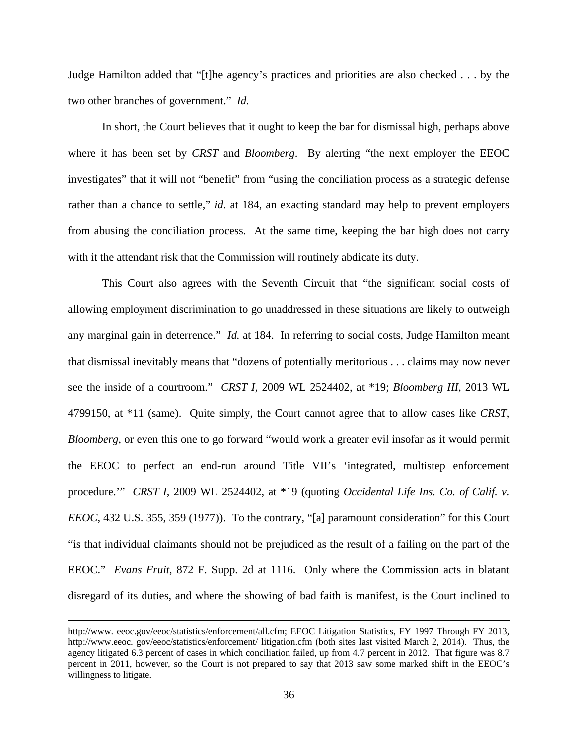Judge Hamilton added that "[t]he agency's practices and priorities are also checked . . . by the two other branches of government." *Id.*

In short, the Court believes that it ought to keep the bar for dismissal high, perhaps above where it has been set by *CRST* and *Bloomberg*. By alerting "the next employer the EEOC investigates" that it will not "benefit" from "using the conciliation process as a strategic defense rather than a chance to settle," *id.* at 184, an exacting standard may help to prevent employers from abusing the conciliation process. At the same time, keeping the bar high does not carry with it the attendant risk that the Commission will routinely abdicate its duty.

This Court also agrees with the Seventh Circuit that "the significant social costs of allowing employment discrimination to go unaddressed in these situations are likely to outweigh any marginal gain in deterrence." *Id.* at 184. In referring to social costs, Judge Hamilton meant that dismissal inevitably means that "dozens of potentially meritorious . . . claims may now never see the inside of a courtroom." *CRST I*, 2009 WL 2524402, at *19; *Bloomberg III*, 2013 WL 4799150, at *11 (same). Quite simply, the Court cannot agree that to allow cases like *CRST*, *Bloomberg*, or even this one to go forward "would work a greater evil insofar as it would permit the EEOC to perfect an end-run around Title VII's 'integrated, multistep enforcement procedure.'" *CRST I*, 2009 WL 2524402, at *19 (quoting *Occidental Life Ins. Co. of Calif. v. EEOC*, 432 U.S. 355, 359 (1977)). To the contrary, "[a] paramount consideration" for this Court "is that individual claimants should not be prejudiced as the result of a failing on the part of the EEOC." *Evans Fruit*, 872 F. Supp. 2d at 1116. Only where the Commission acts in blatant disregard of its duties, and where the showing of bad faith is manifest, is the Court inclined to

---

http://www. eeoc.gov/eeoc/statistics/enforcement/all.cfm; EEOC Litigation Statistics, FY 1997 Through FY 2013, http://www.eeoc. gov/eeoc/statistics/enforcement/ litigation.cfm (both sites last visited March 2, 2014). Thus, the agency litigated 6.3 percent of cases in which conciliation failed, up from 4.7 percent in 2012. That figure was 8.7 percent in 2011, however, so the Court is not prepared to say that 2013 saw some marked shift in the EEOC's willingness to litigate.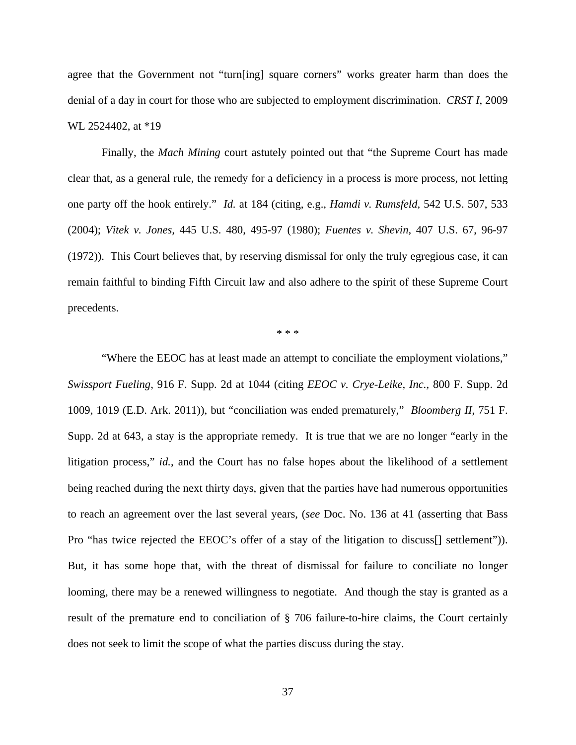agree that the Government not "turn[ing] square corners" works greater harm than does the denial of a day in court for those who are subjected to employment discrimination. *CRST I*, 2009 WL 2524402, at *19

Finally, the *Mach Mining* court astutely pointed out that "the Supreme Court has made clear that, as a general rule, the remedy for a deficiency in a process is more process, not letting one party off the hook entirely." *Id.* at 184 (citing, e.g., *Hamdi v. Rumsfeld*, 542 U.S. 507, 533 (2004); *Vitek v. Jones*, 445 U.S. 480, 495-97 (1980); *Fuentes v. Shevin*, 407 U.S. 67, 96-97 (1972)). This Court believes that, by reserving dismissal for only the truly egregious case, it can remain faithful to binding Fifth Circuit law and also adhere to the spirit of these Supreme Court precedents.

\* \* \*

"Where the EEOC has at least made an attempt to conciliate the employment violations," *Swissport Fueling*, 916 F. Supp. 2d at 1044 (citing *EEOC v. Crye-Leike, Inc.*, 800 F. Supp. 2d 1009, 1019 (E.D. Ark. 2011)), but "conciliation was ended prematurely," *Bloomberg II*, 751 F. Supp. 2d at 643, a stay is the appropriate remedy. It is true that we are no longer "early in the litigation process," *id.*, and the Court has no false hopes about the likelihood of a settlement being reached during the next thirty days, given that the parties have had numerous opportunities to reach an agreement over the last several years, (*see* Doc. No. 136 at 41 (asserting that Bass Pro "has twice rejected the EEOC's offer of a stay of the litigation to discuss[] settlement")). But, it has some hope that, with the threat of dismissal for failure to conciliate no longer looming, there may be a renewed willingness to negotiate. And though the stay is granted as a result of the premature end to conciliation of § 706 failure-to-hire claims, the Court certainly does not seek to limit the scope of what the parties discuss during the stay.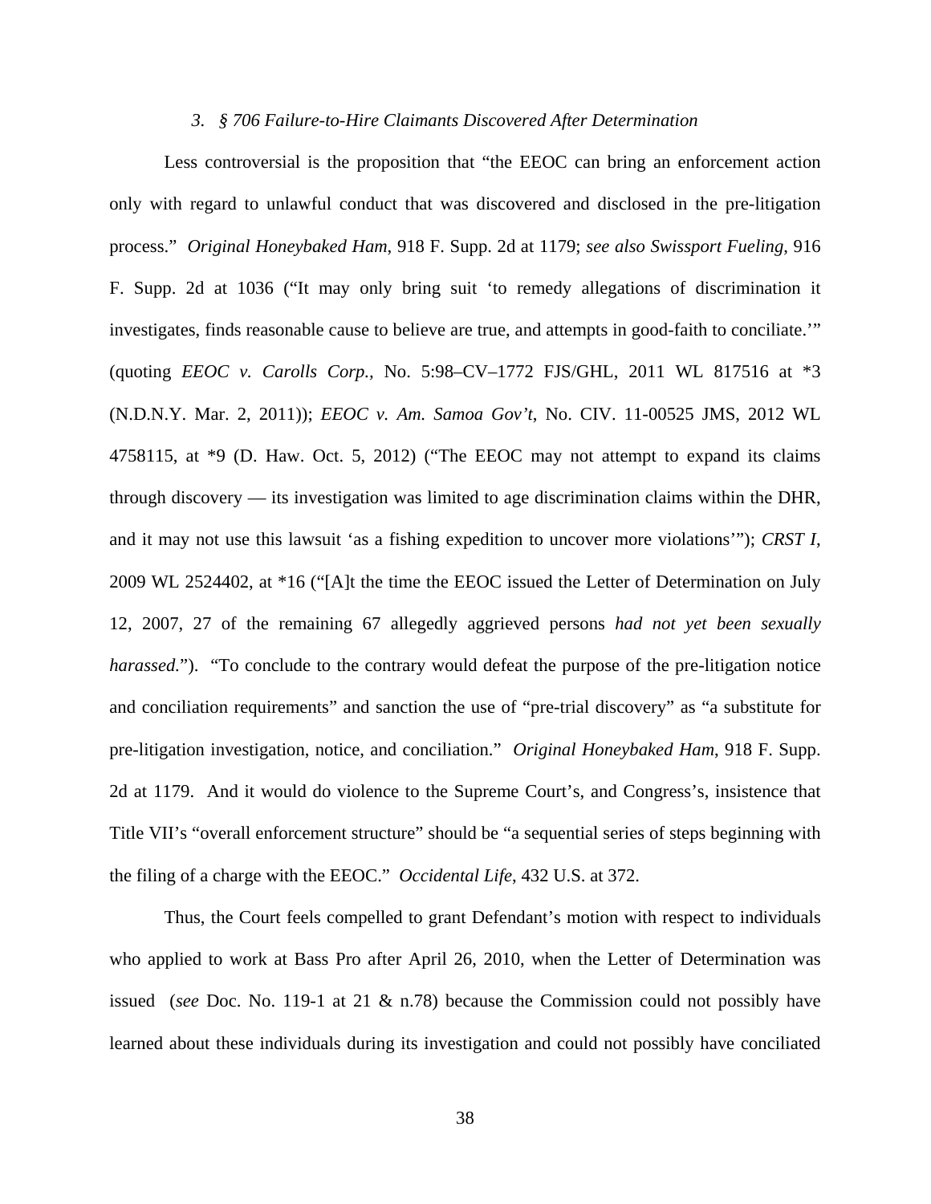### *3. § 706 Failure-to-Hire Claimants Discovered After Determination*

Less controversial is the proposition that "the EEOC can bring an enforcement action only with regard to unlawful conduct that was discovered and disclosed in the pre-litigation process." *Original Honeybaked Ham*, 918 F. Supp. 2d at 1179; *see also Swissport Fueling*, 916 F. Supp. 2d at 1036 ("It may only bring suit 'to remedy allegations of discrimination it investigates, finds reasonable cause to believe are true, and attempts in good-faith to conciliate.'" (quoting *EEOC v. Carolls Corp.*, No. 5:98–CV–1772 FJS/GHL, 2011 WL 817516 at *3 (N.D.N.Y. Mar. 2, 2011)); *EEOC v. Am. Samoa Gov't*, No. CIV. 11-00525 JMS, 2012 WL 4758115, at *9 (D. Haw. Oct. 5, 2012) ("The EEOC may not attempt to expand its claims through discovery — its investigation was limited to age discrimination claims within the DHR, and it may not use this lawsuit 'as a fishing expedition to uncover more violations'"); *CRST I*, 2009 WL 2524402, at *16 ("[A]t the time the EEOC issued the Letter of Determination on July 12, 2007, 27 of the remaining 67 allegedly aggrieved persons *had not yet been sexually harassed*."). "To conclude to the contrary would defeat the purpose of the pre-litigation notice and conciliation requirements" and sanction the use of "pre-trial discovery" as "a substitute for pre-litigation investigation, notice, and conciliation." *Original Honeybaked Ham*, 918 F. Supp. 2d at 1179. And it would do violence to the Supreme Court's, and Congress's, insistence that Title VII's "overall enforcement structure" should be "a sequential series of steps beginning with the filing of a charge with the EEOC." *Occidental Life*, 432 U.S. at 372.

Thus, the Court feels compelled to grant Defendant's motion with respect to individuals who applied to work at Bass Pro after April 26, 2010, when the Letter of Determination was issued (*see* Doc. No. 119-1 at 21 & n.78) because the Commission could not possibly have learned about these individuals during its investigation and could not possibly have conciliated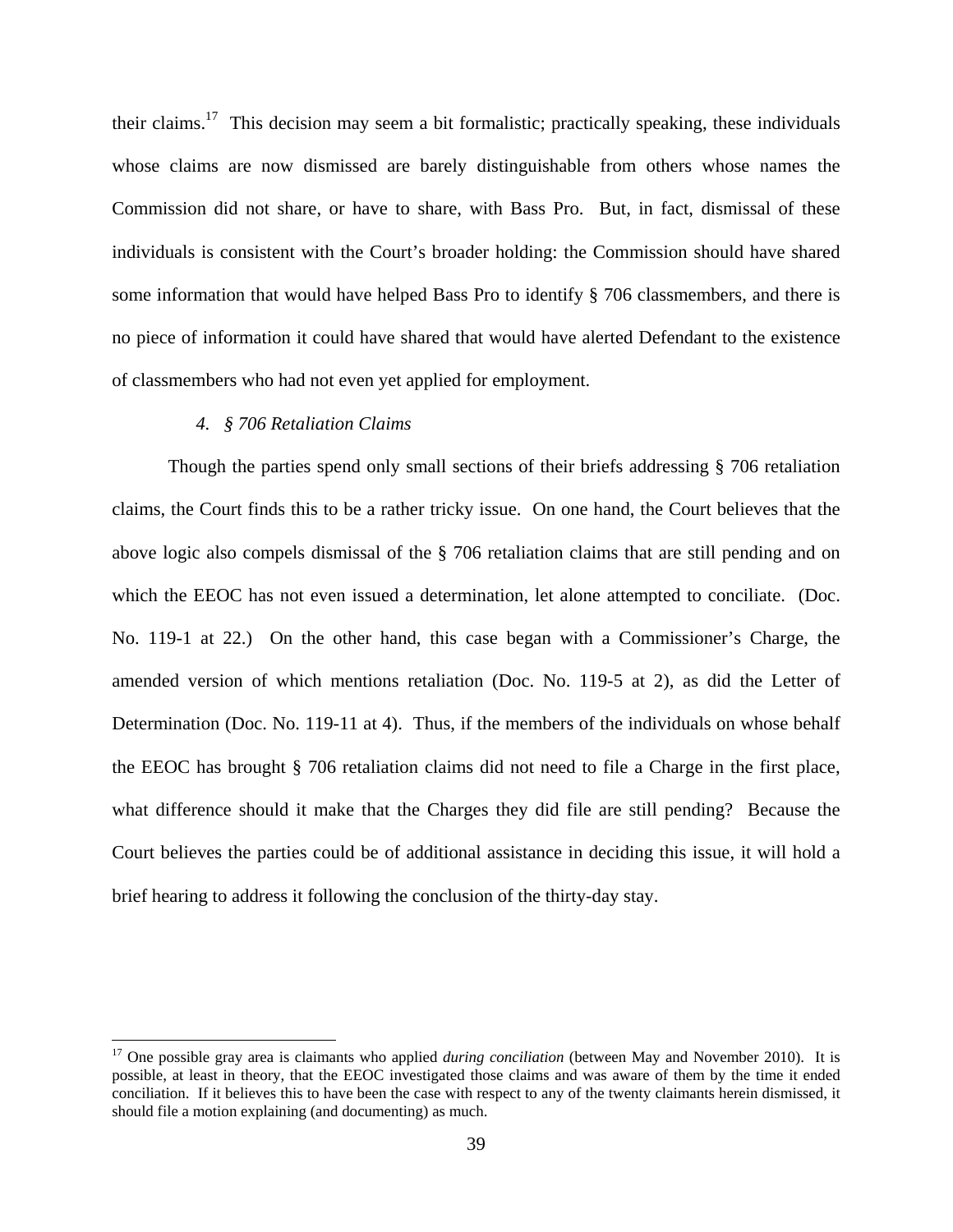their claims.[17] This decision may seem a bit formalistic; practically speaking, these individuals whose claims are now dismissed are barely distinguishable from others whose names the Commission did not share, or have to share, with Bass Pro. But, in fact, dismissal of these individuals is consistent with the Court's broader holding: the Commission should have shared some information that would have helped Bass Pro to identify § 706 classmembers, and there is no piece of information it could have shared that would have alerted Defendant to the existence of classmembers who had not even yet applied for employment.

*4. § 706 Retaliation Claims*

Though the parties spend only small sections of their briefs addressing § 706 retaliation claims, the Court finds this to be a rather tricky issue. On one hand, the Court believes that the above logic also compels dismissal of the § 706 retaliation claims that are still pending and on which the EEOC has not even issued a determination, let alone attempted to conciliate. (Doc. No. 119-1 at 22.) On the other hand, this case began with a Commissioner's Charge, the amended version of which mentions retaliation (Doc. No. 119-5 at 2), as did the Letter of Determination (Doc. No. 119-11 at 4). Thus, if the members of the individuals on whose behalf the EEOC has brought § 706 retaliation claims did not need to file a Charge in the first place, what difference should it make that the Charges they did file are still pending? Because the Court believes the parties could be of additional assistance in deciding this issue, it will hold a brief hearing to address it following the conclusion of the thirty-day stay.

---

[17] One possible gray area is claimants who applied *during conciliation* (between May and November 2010). It is possible, at least in theory, that the EEOC investigated those claims and was aware of them by the time it ended conciliation. If it believes this to have been the case with respect to any of the twenty claimants herein dismissed, it should file a motion explaining (and documenting) as much.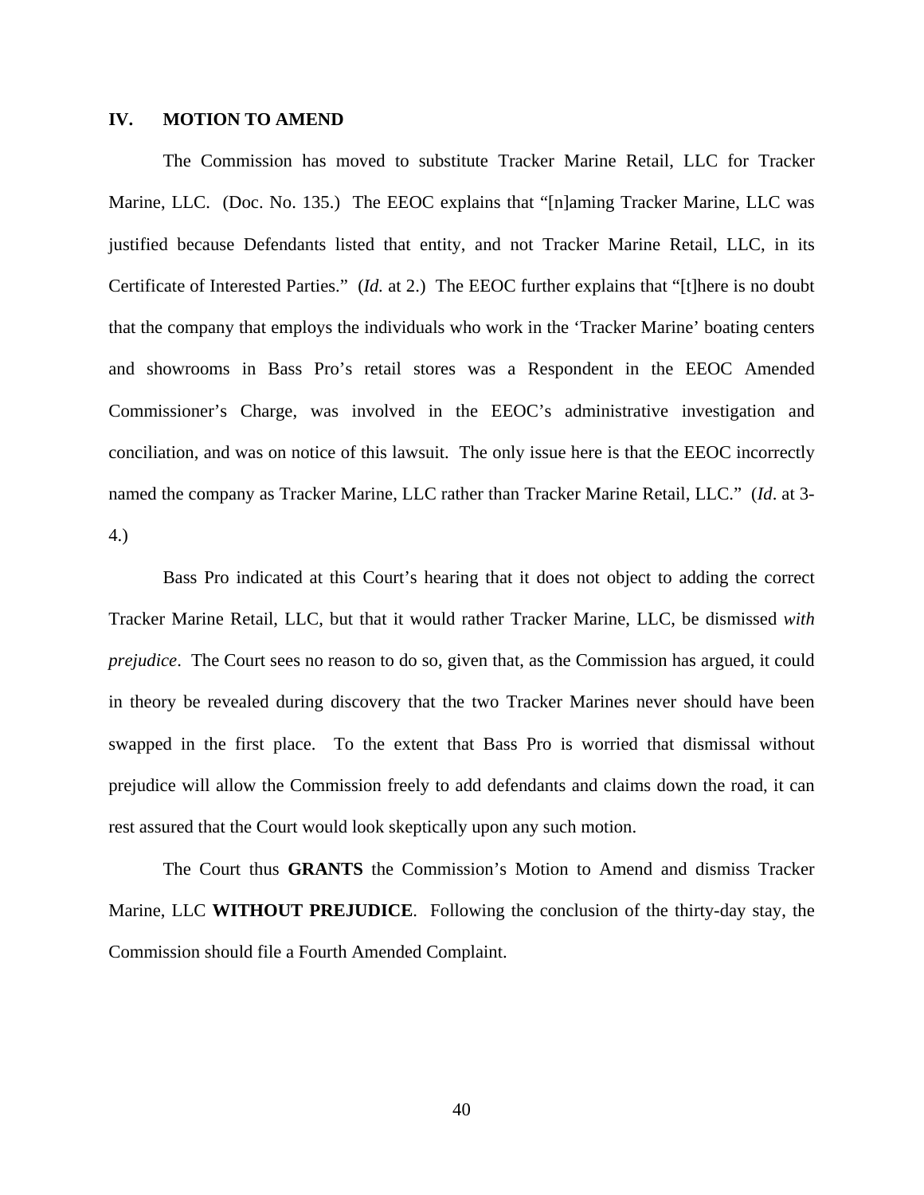## IV. MOTION TO AMEND

The Commission has moved to substitute Tracker Marine Retail, LLC for Tracker Marine, LLC. (Doc. No. 135.) The EEOC explains that "[n]aming Tracker Marine, LLC was justified because Defendants listed that entity, and not Tracker Marine Retail, LLC, in its Certificate of Interested Parties." (*Id.* at 2.) The EEOC further explains that "[t]here is no doubt that the company that employs the individuals who work in the 'Tracker Marine' boating centers and showrooms in Bass Pro's retail stores was a Respondent in the EEOC Amended Commissioner's Charge, was involved in the EEOC's administrative investigation and conciliation, and was on notice of this lawsuit. The only issue here is that the EEOC incorrectly named the company as Tracker Marine, LLC rather than Tracker Marine Retail, LLC." (*Id*. at 3-4.)

Bass Pro indicated at this Court's hearing that it does not object to adding the correct Tracker Marine Retail, LLC, but that it would rather Tracker Marine, LLC, be dismissed *with prejudice*. The Court sees no reason to do so, given that, as the Commission has argued, it could in theory be revealed during discovery that the two Tracker Marines never should have been swapped in the first place. To the extent that Bass Pro is worried that dismissal without prejudice will allow the Commission freely to add defendants and claims down the road, it can rest assured that the Court would look skeptically upon any such motion.

The Court thus **GRANTS** the Commission's Motion to Amend and dismiss Tracker Marine, LLC **WITHOUT PREJUDICE**. Following the conclusion of the thirty-day stay, the Commission should file a Fourth Amended Complaint.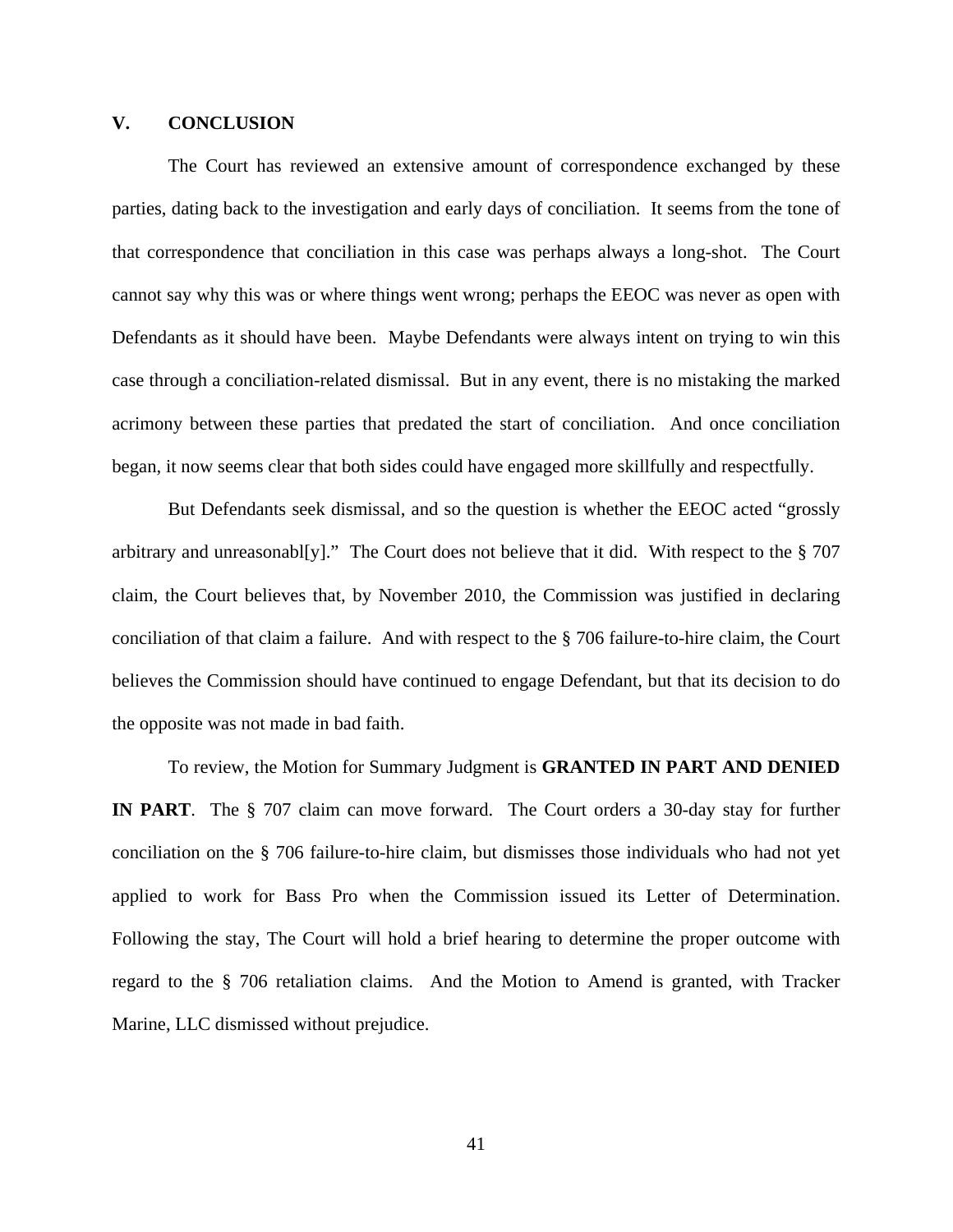## V. CONCLUSION

The Court has reviewed an extensive amount of correspondence exchanged by these parties, dating back to the investigation and early days of conciliation. It seems from the tone of that correspondence that conciliation in this case was perhaps always a long-shot. The Court cannot say why this was or where things went wrong; perhaps the EEOC was never as open with Defendants as it should have been. Maybe Defendants were always intent on trying to win this case through a conciliation-related dismissal. But in any event, there is no mistaking the marked acrimony between these parties that predated the start of conciliation. And once conciliation began, it now seems clear that both sides could have engaged more skillfully and respectfully.

But Defendants seek dismissal, and so the question is whether the EEOC acted "grossly arbitrary and unreasonabl[y]." The Court does not believe that it did. With respect to the § 707 claim, the Court believes that, by November 2010, the Commission was justified in declaring conciliation of that claim a failure. And with respect to the § 706 failure-to-hire claim, the Court believes the Commission should have continued to engage Defendant, but that its decision to do the opposite was not made in bad faith.

To review, the Motion for Summary Judgment is **GRANTED IN PART AND DENIED IN PART**. The § 707 claim can move forward. The Court orders a 30-day stay for further conciliation on the § 706 failure-to-hire claim, but dismisses those individuals who had not yet applied to work for Bass Pro when the Commission issued its Letter of Determination. Following the stay, The Court will hold a brief hearing to determine the proper outcome with regard to the § 706 retaliation claims. And the Motion to Amend is granted, with Tracker Marine, LLC dismissed without prejudice.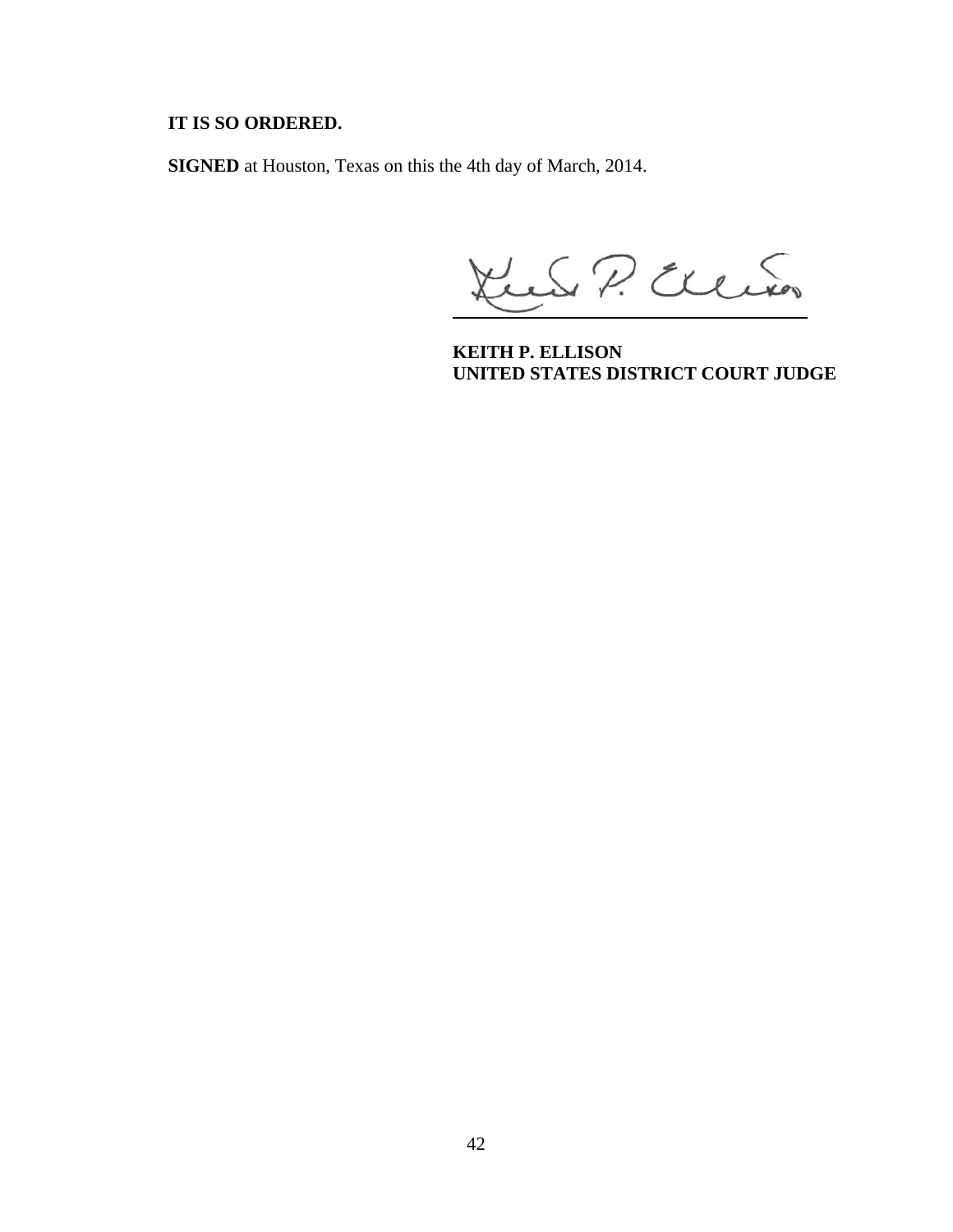**IT IS SO ORDERED.**

**SIGNED** at Houston, Texas on this the 4th day of March, 2014.

**KEITH P. ELLISON**
**UNITED STATES DISTRICT COURT JUDGE**